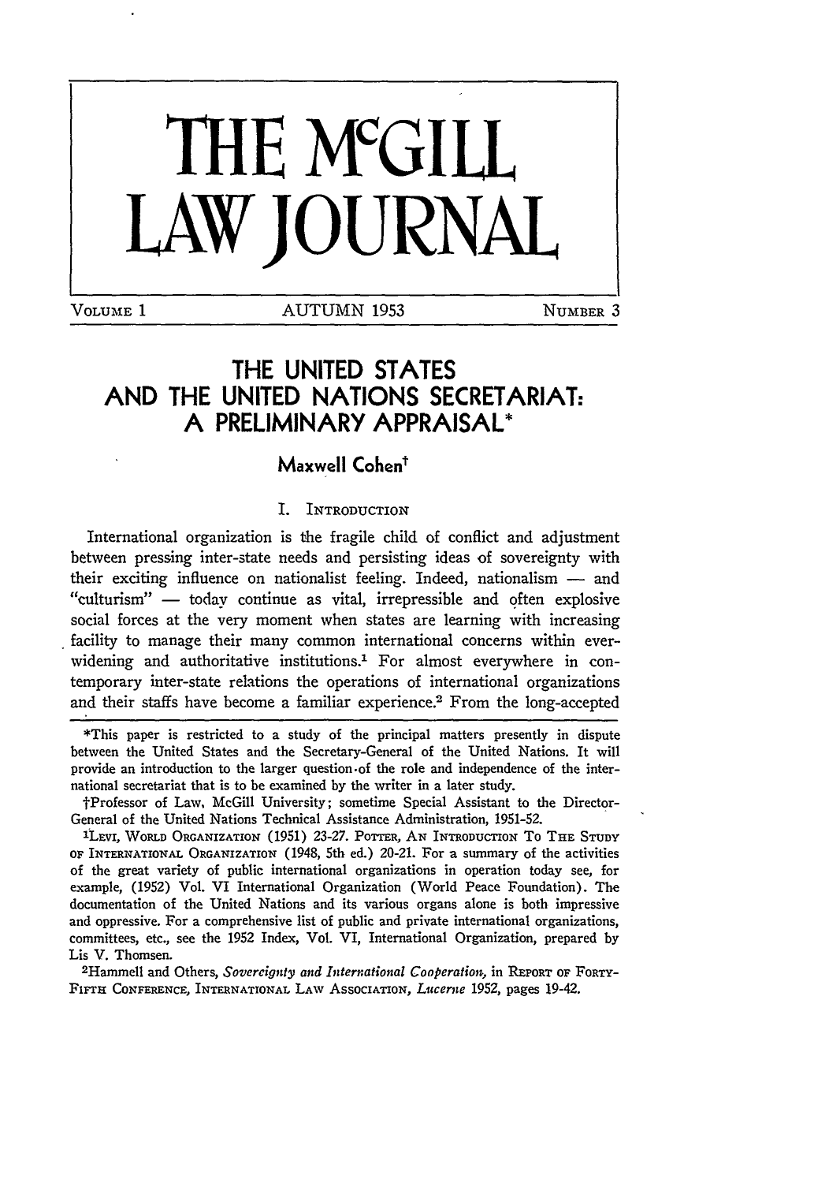# THE McGILL LAW JOURNAL

VOLUME 1 — AUTUMN 1953 — NUMBER 3

## THE UNITED STATES AND THE UNITED NATIONS SECRETARIAT: A PRELIMINARY APPRAISAL*

**Maxwell Cohen†**

### I. INTRODUCTION

International organization is the fragile child of conflict and adjustment between pressing inter-state needs and persisting ideas of sovereignty with their exciting influence on nationalist feeling. Indeed, nationalism — and "culturism" — today continue as vital, irrepressible and often explosive social forces at the very moment when states are learning with increasing facility to manage their many common international concerns within ever-widening and authoritative institutions.[1] For almost everywhere in contemporary inter-state relations the operations of international organizations and their staffs have become a familiar experience.[2] From the long-accepted

---

*This paper is restricted to a study of the principal matters presently in dispute between the United States and the Secretary-General of the United Nations. It will provide an introduction to the larger question of the role and independence of the international secretariat that is to be examined by the writer in a later study.

†Professor of Law, McGill University; sometime Special Assistant to the Director-General of the United Nations Technical Assistance Administration, 1951-52.

[1]LEVI, WORLD ORGANIZATION (1951) 23-27. POTTER, AN INTRODUCTION TO THE STUDY OF INTERNATIONAL ORGANIZATION (1948, 5th ed.) 20-21. For a summary of the activities of the great variety of public international organizations in operation today see, for example, (1952) Vol. VI International Organization (World Peace Foundation). The documentation of the United Nations and its various organs alone is both impressive and oppressive. For a comprehensive list of public and private international organizations, committees, etc., see the 1952 Index, Vol. VI, International Organization, prepared by Lis V. Thomsen.

[2]Hammell and Others, *Sovereignty and International Cooperation*, in REPORT OF FORTY-FIFTH CONFERENCE, INTERNATIONAL LAW ASSOCIATION, *Lucerne* 1952, pages 19-42.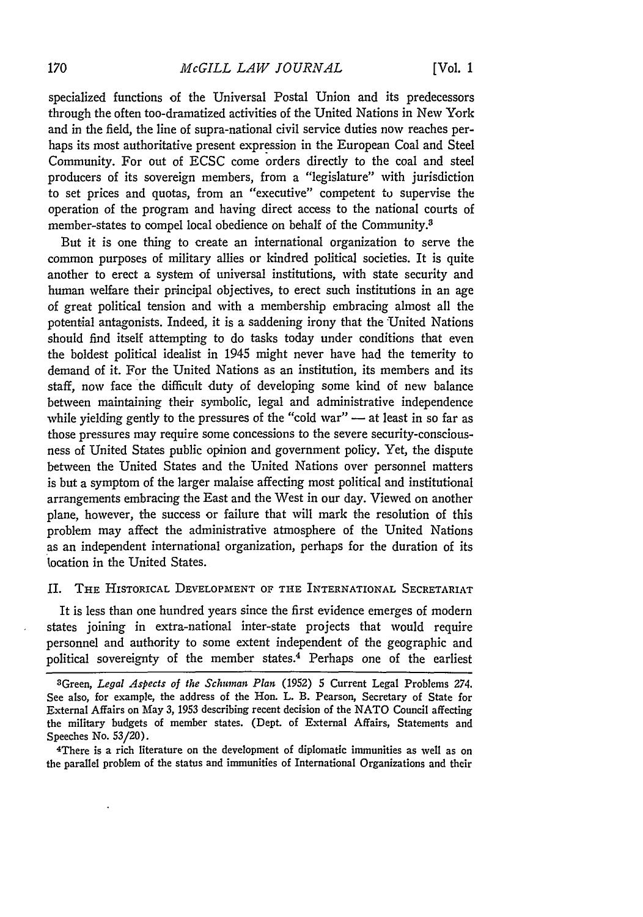specialized functions of the Universal Postal Union and its predecessors through the often too-dramatized activities of the United Nations in New York and in the field, the line of supra-national civil service duties now reaches perhaps its most authoritative present expression in the European Coal and Steel Community. For out of ECSC come orders directly to the coal and steel producers of its sovereign members, from a "legislature" with jurisdiction to set prices and quotas, from an "executive" competent to supervise the operation of the program and having direct access to the national courts of member-states to compel local obedience on behalf of the Community.[3]

But it is one thing to create an international organization to serve the common purposes of military allies or kindred political societies. It is quite another to erect a system of universal institutions, with state security and human welfare their principal objectives, to erect such institutions in an age of great political tension and with a membership embracing almost all the potential antagonists. Indeed, it is a saddening irony that the United Nations should find itself attempting to do tasks today under conditions that even the boldest political idealist in 1945 might never have had the temerity to demand of it. For the United Nations as an institution, its members and its staff, now face the difficult duty of developing some kind of new balance between maintaining their symbolic, legal and administrative independence while yielding gently to the pressures of the "cold war" — at least in so far as those pressures may require some concessions to the severe security-consciousness of United States public opinion and government policy. Yet, the dispute between the United States and the United Nations over personnel matters is but a symptom of the larger malaise affecting most political and institutional arrangements embracing the East and the West in our day. Viewed on another plane, however, the success or failure that will mark the resolution of this problem may affect the administrative atmosphere of the United Nations as an independent international organization, perhaps for the duration of its location in the United States.

## II. The Historical Development of the International Secretariat

It is less than one hundred years since the first evidence emerges of modern states joining in extra-national inter-state projects that would require personnel and authority to some extent independent of the geographic and political sovereignty of the member states.[4] Perhaps one of the earliest

---

[3] Green, *Legal Aspects of the Schuman Plan* (1952) 5 Current Legal Problems 274. See also, for example, the address of the Hon. L. B. Pearson, Secretary of State for External Affairs on May 3, 1953 describing recent decision of the NATO Council affecting the military budgets of member states. (Dept. of External Affairs, Statements and Speeches No. 53/20).

[4] There is a rich literature on the development of diplomatic immunities as well as on the parallel problem of the status and immunities of International Organizations and their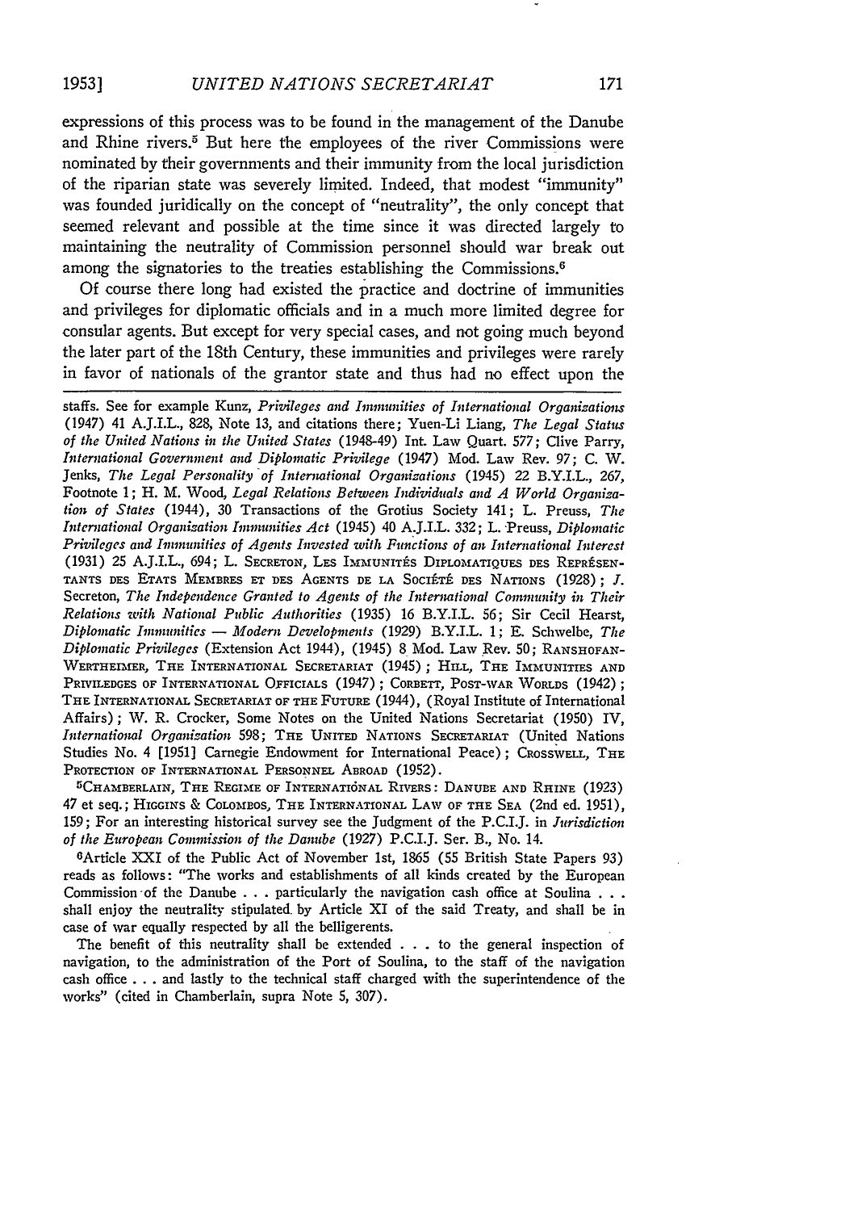expressions of this process was to be found in the management of the Danube and Rhine rivers.[5] But here the employees of the river Commissions were nominated by their governments and their immunity from the local jurisdiction of the riparian state was severely limited. Indeed, that modest "immunity" was founded juridically on the concept of "neutrality", the only concept that seemed relevant and possible at the time since it was directed largely to maintaining the neutrality of Commission personnel should war break out among the signatories to the treaties establishing the Commissions.[6]

Of course there long had existed the practice and doctrine of immunities and privileges for diplomatic officials and in a much more limited degree for consular agents. But except for very special cases, and not going much beyond the later part of the 18th Century, these immunities and privileges were rarely in favor of nationals of the grantor state and thus had no effect upon the

---

staffs. See for example Kunz, *Privileges and Immunities of International Organizations* (1947) 41 A.J.I.L., 828, Note 13, and citations there; Yuen-Li Liang, *The Legal Status of the United Nations in the United States* (1948-49) Int. Law Quart. 577; Clive Parry, *International Government and Diplomatic Privilege* (1947) Mod. Law Rev. 97; C. W. Jenks, *The Legal Personality of International Organizations* (1945) 22 B.Y.I.L., 267, Footnote 1; H. M. Wood, *Legal Relations Between Individuals and A World Organization of States* (1944), 30 Transactions of the Grotius Society 141; L. Preuss, *The International Organization Immunities Act* (1945) 40 A.J.I.L. 332; L. Preuss, *Diplomatic Privileges and Immunities of Agents Invested with Functions of an International Interest* (1931) 25 A.J.I.L., 694; L. Secreton, Les Immunités Diplomatiques des Représentants des Etats Membres et des Agents de la Société des Nations (1928); J. Secreton, *The Independence Granted to Agents of the International Community in Their Relations with National Public Authorities* (1935) 16 B.Y.I.L. 56; Sir Cecil Hearst, *Diplomatic Immunities — Modern Developments* (1929) B.Y.I.L. 1; E. Schwelbe, *The Diplomatic Privileges* (Extension Act 1944), (1945) 8 Mod. Law Rev. 50; Ranshofan-Wertheimer, The International Secretariat (1945); Hill, The Immunities and Privileges of International Officials (1947); Corbett, Post-war Worlds (1942); The International Secretariat of the Future (1944), (Royal Institute of International Affairs); W. R. Crocker, Some Notes on the United Nations Secretariat (1950) IV, *International Organization* 598; The United Nations Secretariat (United Nations Studies No. 4 [1951] Carnegie Endowment for International Peace); Crosswell, The Protection of International Personnel Abroad (1952).

[5] Chamberlain, The Regime of International Rivers: Danube and Rhine (1923) 47 et seq.; Higgins & Colombos, The International Law of the Sea (2nd ed. 1951), 159; For an interesting historical survey see the Judgment of the P.C.I.J. in *Jurisdiction of the European Commission of the Danube* (1927) P.C.I.J. Ser. B., No. 14.

[6] Article XXI of the Public Act of November 1st, 1865 (55 British State Papers 93) reads as follows: "The works and establishments of all kinds created by the European Commission of the Danube . . . particularly the navigation cash office at Soulina . . . shall enjoy the neutrality stipulated by Article XI of the said Treaty, and shall be in case of war equally respected by all the belligerents.

The benefit of this neutrality shall be extended . . . to the general inspection of navigation, to the administration of the Port of Soulina, to the staff of the navigation cash office . . . and lastly to the technical staff charged with the superintendence of the works" (cited in Chamberlain, supra Note 5, 307).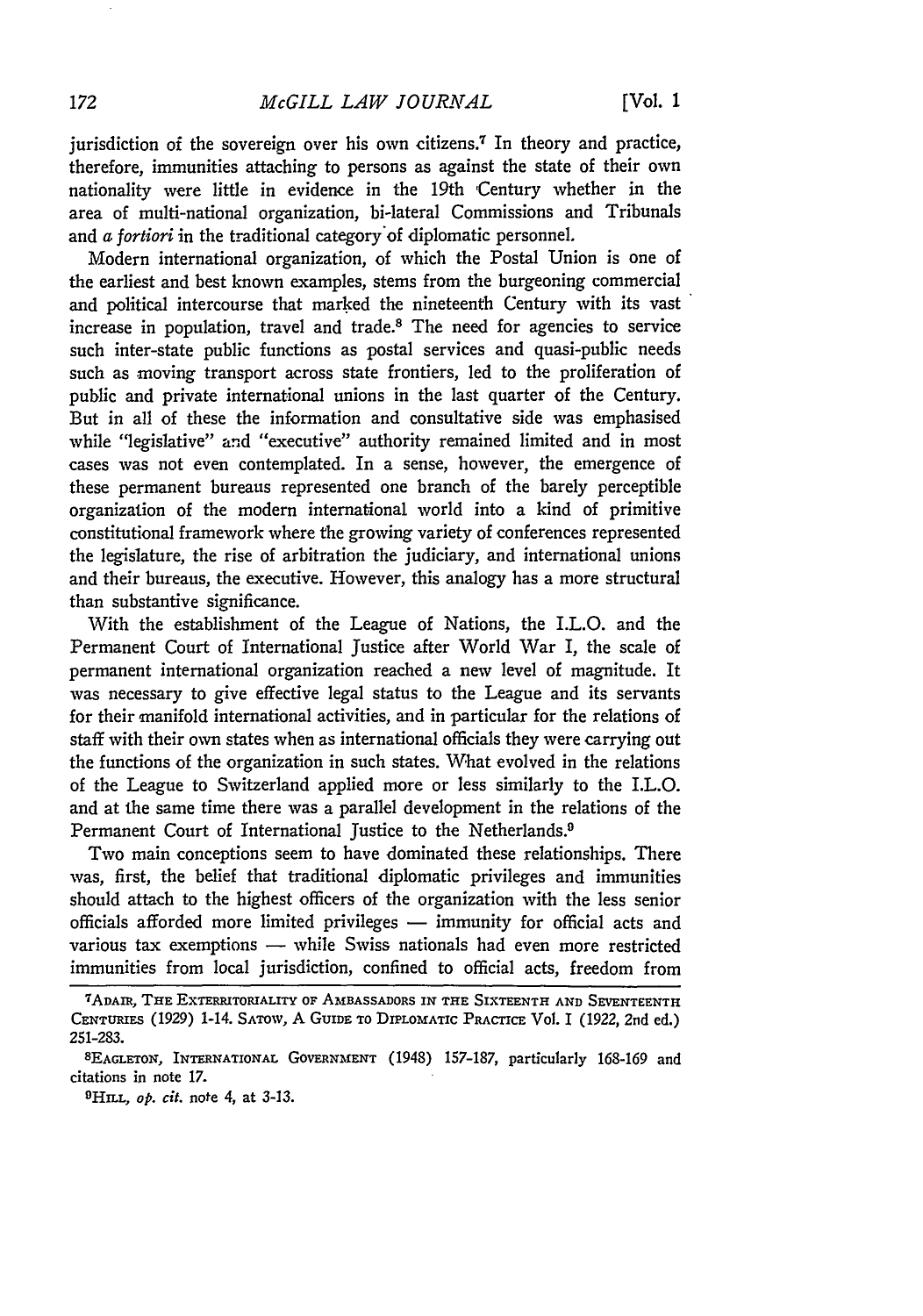jurisdiction of the sovereign over his own citizens.[7] In theory and practice, therefore, immunities attaching to persons as against the state of their own nationality were little in evidence in the 19th Century whether in the area of multi-national organization, bi-lateral Commissions and Tribunals and *a fortiori* in the traditional category of diplomatic personnel.

Modern international organization, of which the Postal Union is one of the earliest and best known examples, stems from the burgeoning commercial and political intercourse that marked the nineteenth Century with its vast increase in population, travel and trade.[8] The need for agencies to service such inter-state public functions as postal services and quasi-public needs such as moving transport across state frontiers, led to the proliferation of public and private international unions in the last quarter of the Century. But in all of these the information and consultative side was emphasised while "legislative" and "executive" authority remained limited and in most cases was not even contemplated. In a sense, however, the emergence of these permanent bureaus represented one branch of the barely perceptible organization of the modern international world into a kind of primitive constitutional framework where the growing variety of conferences represented the legislature, the rise of arbitration the judiciary, and international unions and their bureaus, the executive. However, this analogy has a more structural than substantive significance.

With the establishment of the League of Nations, the I.L.O. and the Permanent Court of International Justice after World War I, the scale of permanent international organization reached a new level of magnitude. It was necessary to give effective legal status to the League and its servants for their manifold international activities, and in particular for the relations of staff with their own states when as international officials they were carrying out the functions of the organization in such states. What evolved in the relations of the League to Switzerland applied more or less similarly to the I.L.O. and at the same time there was a parallel development in the relations of the Permanent Court of International Justice to the Netherlands.[9]

Two main conceptions seem to have dominated these relationships. There was, first, the belief that traditional diplomatic privileges and immunities should attach to the highest officers of the organization with the less senior officials afforded more limited privileges — immunity for official acts and various tax exemptions — while Swiss nationals had even more restricted immunities from local jurisdiction, confined to official acts, freedom from

---

[7] ADAIR, THE EXTERRITORIALITY OF AMBASSADORS IN THE SIXTEENTH AND SEVENTEENTH CENTURIES (1929) 1-14. SATOW, A GUIDE TO DIPLOMATIC PRACTICE Vol. I (1922, 2nd ed.) 251-283.

[8] EAGLETON, INTERNATIONAL GOVERNMENT (1948) 157-187, particularly 168-169 and citations in note 17.

[9] HILL, *op. cit.* note 4, at 3-13.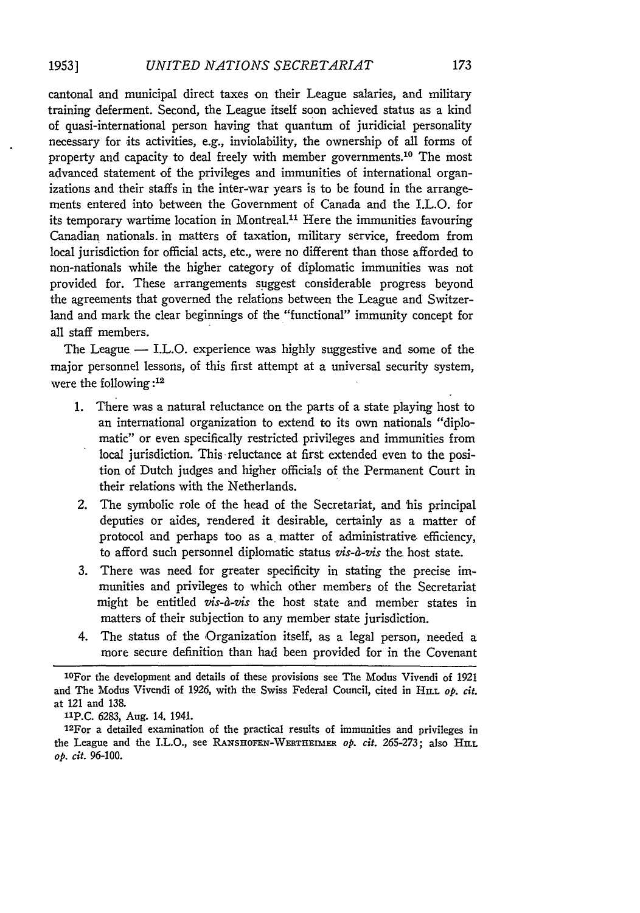cantonal and municipal direct taxes on their League salaries, and military training deferment. Second, the League itself soon achieved status as a kind of quasi-international person having that quantum of juridicial personality necessary for its activities, e.g., inviolability, the ownership of all forms of property and capacity to deal freely with member governments.[10] The most advanced statement of the privileges and immunities of international organizations and their staffs in the inter-war years is to be found in the arrangements entered into between the Government of Canada and the I.L.O. for its temporary wartime location in Montreal.[11] Here the immunities favouring Canadian nationals in matters of taxation, military service, freedom from local jurisdiction for official acts, etc., were no different than those afforded to non-nationals while the higher category of diplomatic immunities was not provided for. These arrangements suggest considerable progress beyond the agreements that governed the relations between the League and Switzerland and mark the clear beginnings of the "functional" immunity concept for all staff members.

The League — I.L.O. experience was highly suggestive and some of the major personnel lessons, of this first attempt at a universal security system, were the following:[12]

1. There was a natural reluctance on the parts of a state playing host to an international organization to extend to its own nationals "diplomatic" or even specifically restricted privileges and immunities from local jurisdiction. This reluctance at first extended even to the position of Dutch judges and higher officials of the Permanent Court in their relations with the Netherlands.
2. The symbolic role of the head of the Secretariat, and his principal deputies or aides, rendered it desirable, certainly as a matter of protocol and perhaps too as a matter of administrative efficiency, to afford such personnel diplomatic status *vis-à-vis* the host state.
3. There was need for greater specificity in stating the precise immunities and privileges to which other members of the Secretariat might be entitled *vis-à-vis* the host state and member states in matters of their subjection to any member state jurisdiction.
4. The status of the Organization itself, as a legal person, needed a more secure definition than had been provided for in the Covenant

---

[10]For the development and details of these provisions see The Modus Vivendi of 1921 and The Modus Vivendi of 1926, with the Swiss Federal Council, cited in HILL *op. cit.* at 121 and 138.

[11]P.C. 6283, Aug. 14. 1941.

[12]For a detailed examination of the practical results of immunities and privileges in the League and the I.L.O., see RANSHOFEN-WERTHEIMER *op. cit.* 265-273; also HILL *op. cit.* 96-100.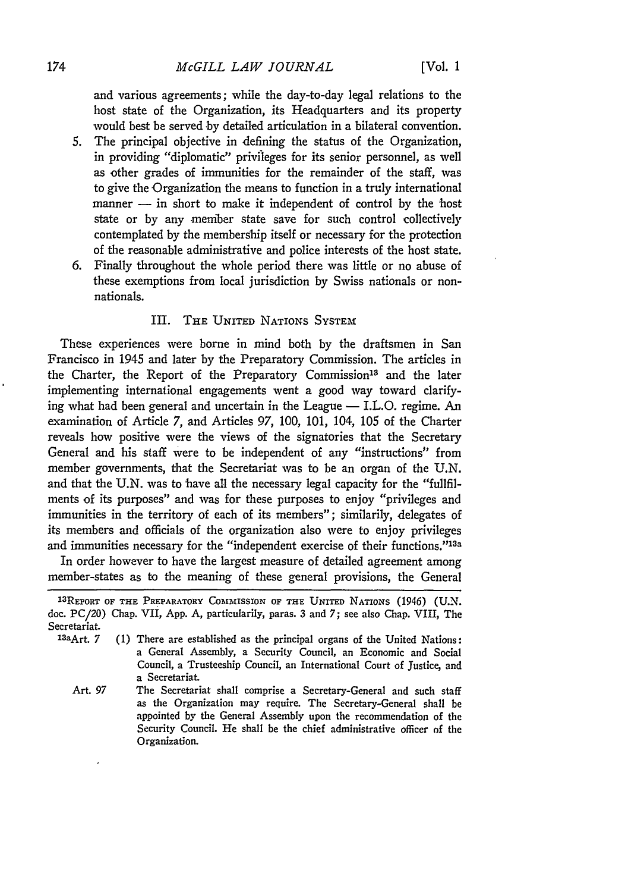and various agreements; while the day-to-day legal relations to the host state of the Organization, its Headquarters and its property would best be served by detailed articulation in a bilateral convention.

5. The principal objective in defining the status of the Organization, in providing "diplomatic" privileges for its senior personnel, as well as other grades of immunities for the remainder of the staff, was to give the Organization the means to function in a truly international manner — in short to make it independent of control by the host state or by any member state save for such control collectively contemplated by the membership itself or necessary for the protection of the reasonable administrative and police interests of the host state.
6. Finally throughout the whole period there was little or no abuse of these exemptions from local jurisdiction by Swiss nationals or non-nationals.

## III. The United Nations System

These experiences were borne in mind both by the draftsmen in San Francisco in 1945 and later by the Preparatory Commission. The articles in the Charter, the Report of the Preparatory Commission[13] and the later implementing international engagements went a good way toward clarifying what had been general and uncertain in the League — I.L.O. regime. An examination of Article 7, and Articles 97, 100, 101, 104, 105 of the Charter reveals how positive were the views of the signatories that the Secretary General and his staff were to be independent of any "instructions" from member governments, that the Secretariat was to be an organ of the U.N. and that the U.N. was to have all the necessary legal capacity for the "fullfilments of its purposes" and was for these purposes to enjoy "privileges and immunities in the territory of each of its members"; similarily, delegates of its members and officials of the organization also were to enjoy privileges and immunities necessary for the "independent exercise of their functions."[13a]

In order however to have the largest measure of detailed agreement among member-states as to the meaning of these general provisions, the General

---

[13] Report of the Preparatory Commission of the United Nations (1946) (U.N. doc. PC/20) Chap. VII, App. A, particularily, paras. 3 and 7; see also Chap. VIII, The Secretariat.

[13a] Art. 7 (1) There are established as the principal organs of the United Nations: a General Assembly, a Security Council, an Economic and Social Council, a Trusteeship Council, an International Court of Justice, and a Secretariat.

Art. 97 The Secretariat shall comprise a Secretary-General and such staff as the Organization may require. The Secretary-General shall be appointed by the General Assembly upon the recommendation of the Security Council. He shall be the chief administrative officer of the Organization.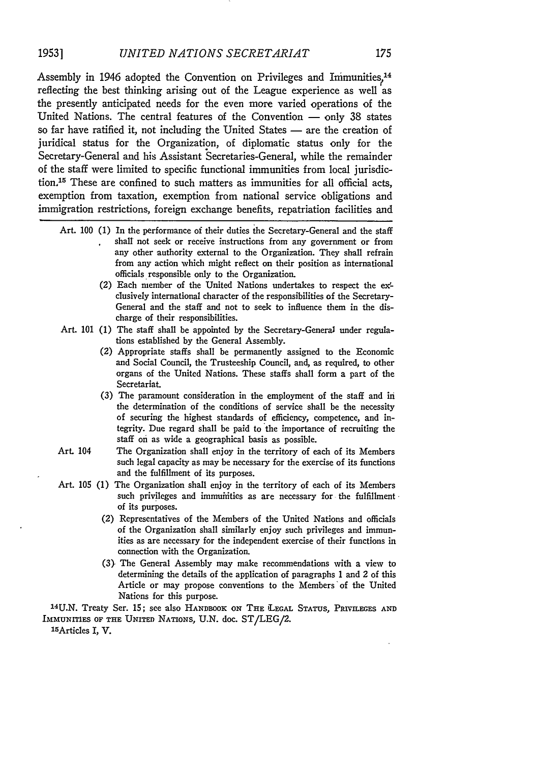Assembly in 1946 adopted the Convention on Privileges and Immunities,[14] reflecting the best thinking arising out of the League experience as well as the presently anticipated needs for the even more varied operations of the United Nations. The central features of the Convention — only 38 states so far have ratified it, not including the United States — are the creation of juridical status for the Organization, of diplomatic status only for the Secretary-General and his Assistant Secretaries-General, while the remainder of the staff were limited to specific functional immunities from local jurisdiction.[15] These are confined to such matters as immunities for all official acts, exemption from taxation, exemption from national service obligations and immigration restrictions, foreign exchange benefits, repatriation facilities and

---

Art. 100 (1) In the performance of their duties the Secretary-General and the staff shall not seek or receive instructions from any government or from any other authority external to the Organization. They shall refrain from any action which might reflect on their position as international officials responsible only to the Organization.

(2) Each member of the United Nations undertakes to respect the exclusively international character of the responsibilities of the Secretary-General and the staff and not to seek to influence them in the discharge of their responsibilities.

Art. 101 (1) The staff shall be appointed by the Secretary-General under regulations established by the General Assembly.

(2) Appropriate staffs shall be permanently assigned to the Economic and Social Council, the Trusteeship Council, and, as required, to other organs of the United Nations. These staffs shall form a part of the Secretariat.

(3) The paramount consideration in the employment of the staff and in the determination of the conditions of service shall be the necessity of securing the highest standards of efficiency, competence, and integrity. Due regard shall be paid to the importance of recruiting the staff on as wide a geographical basis as possible.

Art. 104 The Organization shall enjoy in the territory of each of its Members such legal capacity as may be necessary for the exercise of its functions and the fulfillment of its purposes.

Art. 105 (1) The Organization shall enjoy in the territory of each of its Members such privileges and immunities as are necessary for the fulfillment of its purposes.

(2) Representatives of the Members of the United Nations and officials of the Organization shall similarly enjoy such privileges and immunities as are necessary for the independent exercise of their functions in connection with the Organization.

(3) The General Assembly may make recommendations with a view to determining the details of the application of paragraphs 1 and 2 of this Article or may propose conventions to the Members of the United Nations for this purpose.

[14] U.N. Treaty Ser. 15; see also HANDBOOK ON THE LEGAL STATUS, PRIVILEGES AND IMMUNITIES OF THE UNITED NATIONS, U.N. doc. ST/LEG/2.

[15] Articles I, V.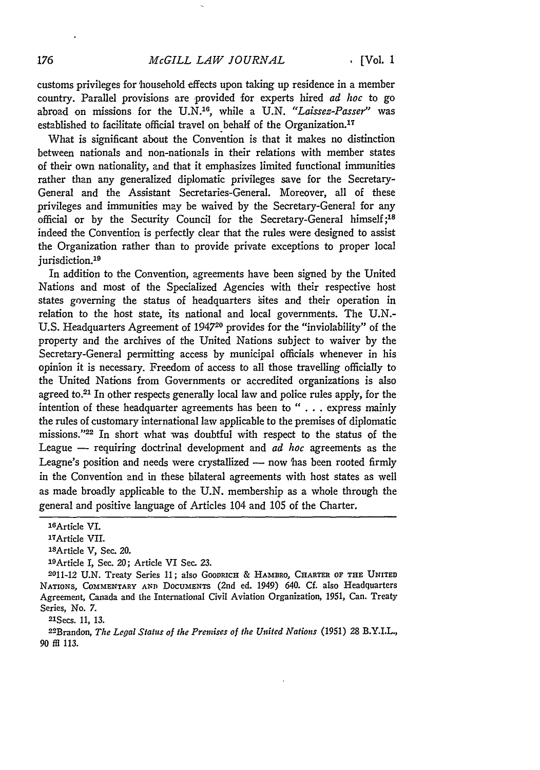customs privileges for household effects upon taking up residence in a member country. Parallel provisions are provided for experts hired *ad hoc* to go abroad on missions for the U.N.[16], while a U.N. *"Laissez-Passer"* was established to facilitate official travel on behalf of the Organization.[17]

What is significant about the Convention is that it makes no distinction between nationals and non-nationals in their relations with member states of their own nationality, and that it emphasizes limited functional immunities rather than any generalized diplomatic privileges save for the Secretary-General and the Assistant Secretaries-General. Moreover, all of these privileges and immunities may be waived by the Secretary-General for any official or by the Security Council for the Secretary-General himself;[18] indeed the Convention is perfectly clear that the rules were designed to assist the Organization rather than to provide private exceptions to proper local jurisdiction.[19]

In addition to the Convention, agreements have been signed by the United Nations and most of the Specialized Agencies with their respective host states governing the status of headquarters sites and their operation in relation to the host state, its national and local governments. The U.N.-U.S. Headquarters Agreement of 1947[20] provides for the "inviolability" of the property and the archives of the United Nations subject to waiver by the Secretary-General permitting access by municipal officials whenever in his opinion it is necessary. Freedom of access to all those travelling officially to the United Nations from Governments or accredited organizations is also agreed to.[21] In other respects generally local law and police rules apply, for the intention of these headquarter agreements has been to " . . . express mainly the rules of customary international law applicable to the premises of diplomatic missions."[22] In short what was doubtful with respect to the status of the League — requiring doctrinal development and *ad hoc* agreements as the League's position and needs were crystallized — now has been rooted firmly in the Convention and in these bilateral agreements with host states as well as made broadly applicable to the U.N. membership as a whole through the general and positive language of Articles 104 and 105 of the Charter.

---

[16]Article VI.

[17]Article VII.

[18]Article V, Sec. 20.

[19]Article I, Sec. 20; Article VI Sec. 23.

[20]11-12 U.N. Treaty Series 11; also GOODRICH & HAMBRO, CHARTER OF THE UNITED NATIONS, COMMENTARY AND DOCUMENTS (2nd ed. 1949) 640. Cf. also Headquarters Agreement, Canada and the International Civil Aviation Organization, 1951, Can. Treaty Series, No. 7.

[21]Secs. 11, 13.

[22]Brandon, *The Legal Status of the Premises of the United Nations* (1951) 28 B.Y.I.L., 90 ff 113.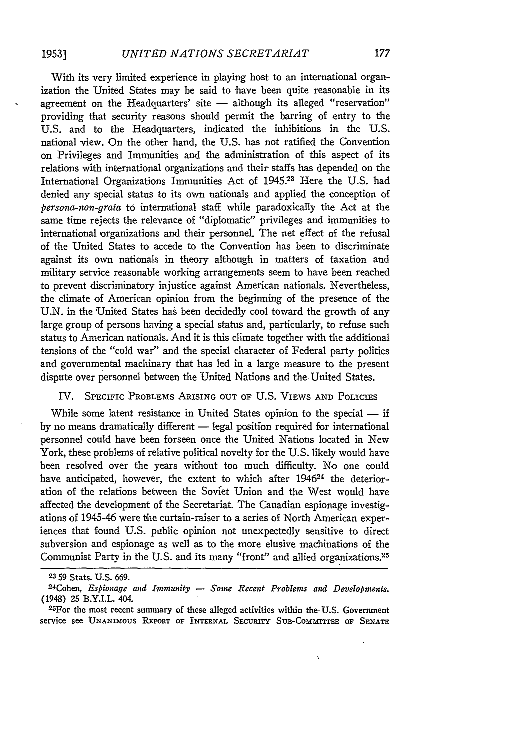With its very limited experience in playing host to an international organization the United States may be said to have been quite reasonable in its agreement on the Headquarters' site — although its alleged "reservation" providing that security reasons should permit the barring of entry to the U.S. and to the Headquarters, indicated the inhibitions in the U.S. national view. On the other hand, the U.S. has not ratified the Convention on Privileges and Immunities and the administration of this aspect of its relations with international organizations and their staffs has depended on the International Organizations Immunities Act of 1945.[23] Here the U.S. had denied any special status to its own nationals and applied the conception of *persona-non-grata* to international staff while paradoxically the Act at the same time rejects the relevance of "diplomatic" privileges and immunities to international organizations and their personnel. The net effect of the refusal of the United States to accede to the Convention has been to discriminate against its own nationals in theory although in matters of taxation and military service reasonable working arrangements seem to have been reached to prevent discriminatory injustice against American nationals. Nevertheless, the climate of American opinion from the beginning of the presence of the U.N. in the United States has been decidedly cool toward the growth of any large group of persons having a special status and, particularly, to refuse such status to American nationals. And it is this climate together with the additional tensions of the "cold war" and the special character of Federal party politics and governmental machinery that has led in a large measure to the present dispute over personnel between the United Nations and the United States.

## IV. Specific Problems Arising out of U.S. Views and Policies

While some latent resistance in United States opinion to the special — if by no means dramatically different — legal position required for international personnel could have been forseen once the United Nations located in New York, these problems of relative political novelty for the U.S. likely would have been resolved over the years without too much difficulty. No one could have anticipated, however, the extent to which after 1946[24] the deterioration of the relations between the Soviet Union and the West would have affected the development of the Secretariat. The Canadian espionage investigations of 1945-46 were the curtain-raiser to a series of North American experiences that found U.S. public opinion not unexpectedly sensitive to direct subversion and espionage as well as to the more elusive machinations of the Communist Party in the U.S. and its many "front" and allied organizations.[25]

---

[23] 59 Stats. U.S. 669.

[24] Cohen, *Espionage and Immunity — Some Recent Problems and Developments.* (1948) 25 B.Y.I.L. 404.

[25] For the most recent summary of these alleged activities within the U.S. Government service see Unanimous Report of Internal Security Sub-Committee of Senate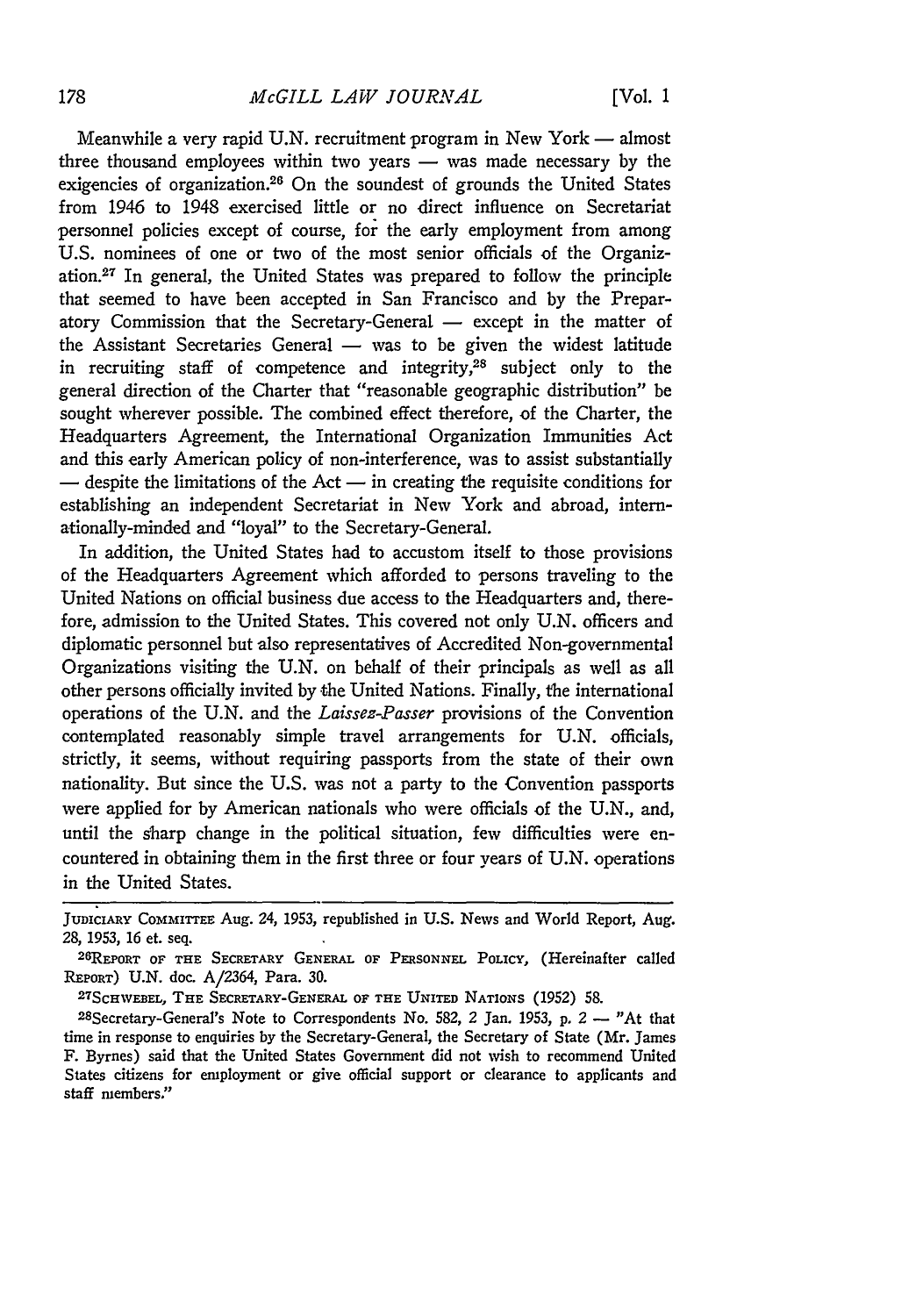Meanwhile a very rapid U.N. recruitment program in New York — almost three thousand employees within two years — was made necessary by the exigencies of organization.[26] On the soundest of grounds the United States from 1946 to 1948 exercised little or no direct influence on Secretariat personnel policies except of course, for the early employment from among U.S. nominees of one or two of the most senior officials of the Organization.[27] In general, the United States was prepared to follow the principle that seemed to have been accepted in San Francisco and by the Preparatory Commission that the Secretary-General — except in the matter of the Assistant Secretaries General — was to be given the widest latitude in recruiting staff of competence and integrity,[28] subject only to the general direction of the Charter that "reasonable geographic distribution" be sought wherever possible. The combined effect therefore, of the Charter, the Headquarters Agreement, the International Organization Immunities Act and this early American policy of non-interference, was to assist substantially — despite the limitations of the Act — in creating the requisite conditions for establishing an independent Secretariat in New York and abroad, internationally-minded and "loyal" to the Secretary-General.

In addition, the United States had to accustom itself to those provisions of the Headquarters Agreement which afforded to persons traveling to the United Nations on official business due access to the Headquarters and, therefore, admission to the United States. This covered not only U.N. officers and diplomatic personnel but also representatives of Accredited Non-governmental Organizations visiting the U.N. on behalf of their principals as well as all other persons officially invited by the United Nations. Finally, the international operations of the U.N. and the *Laissez-Passer* provisions of the Convention contemplated reasonably simple travel arrangements for U.N. officials, strictly, it seems, without requiring passports from the state of their own nationality. But since the U.S. was not a party to the Convention passports were applied for by American nationals who were officials of the U.N., and, until the sharp change in the political situation, few difficulties were encountered in obtaining them in the first three or four years of U.N. operations in the United States.

---

JUDICIARY COMMITTEE Aug. 24, 1953, republished in U.S. News and World Report, Aug. 28, 1953, 16 et. seq.

[26] REPORT OF THE SECRETARY GENERAL OF PERSONNEL POLICY, (Hereinafter called REPORT) U.N. doc. A/2364, Para. 30.

[27] SCHWEBEL, THE SECRETARY-GENERAL OF THE UNITED NATIONS (1952) 58.

[28] Secretary-General's Note to Correspondents No. 582, 2 Jan. 1953, p. 2 — "At that time in response to enquiries by the Secretary-General, the Secretary of State (Mr. James F. Byrnes) said that the United States Government did not wish to recommend United States citizens for employment or give official support or clearance to applicants and staff members."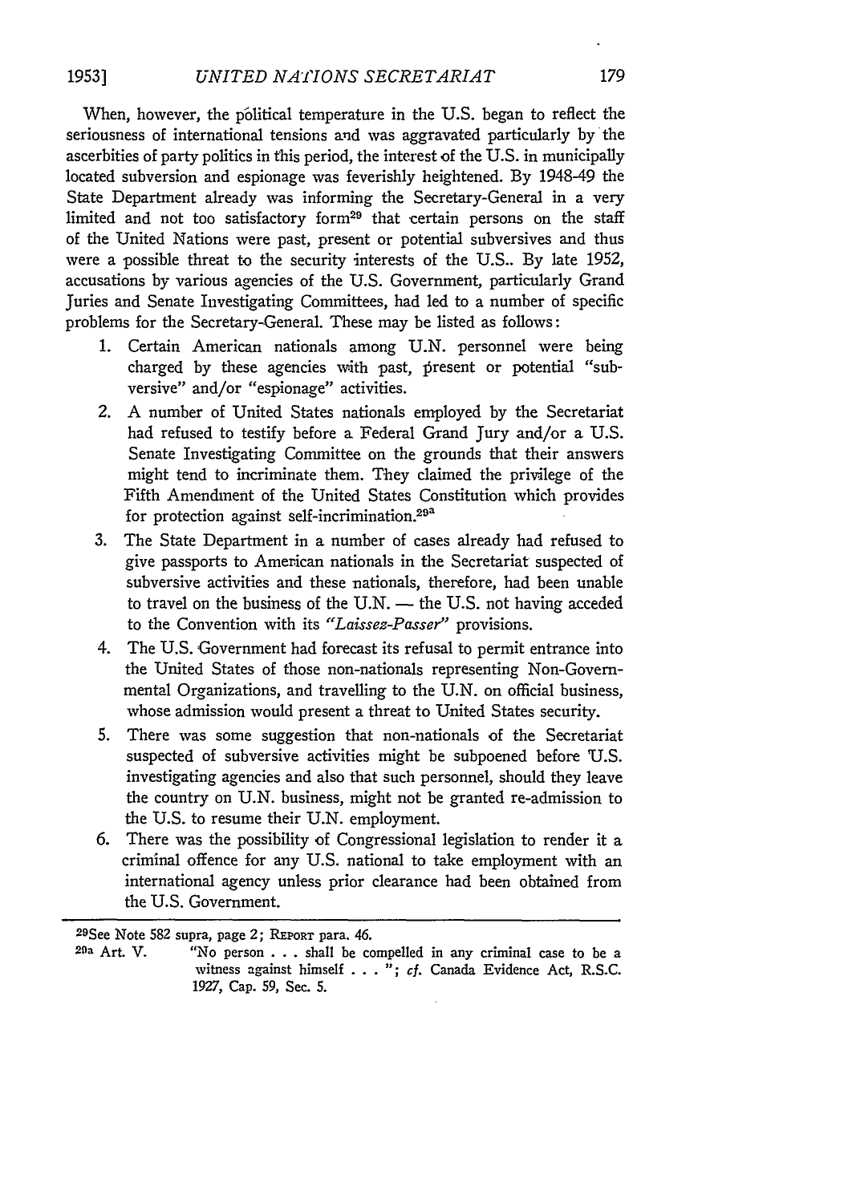When, however, the political temperature in the U.S. began to reflect the seriousness of international tensions and was aggravated particularly by the ascerbities of party politics in this period, the interest of the U.S. in municipally located subversion and espionage was feverishly heightened. By 1948-49 the State Department already was informing the Secretary-General in a very limited and not too satisfactory form[29] that certain persons on the staff of the United Nations were past, present or potential subversives and thus were a possible threat to the security interests of the U.S.. By late 1952, accusations by various agencies of the U.S. Government, particularly Grand Juries and Senate Investigating Committees, had led to a number of specific problems for the Secretary-General. These may be listed as follows:

1. Certain American nationals among U.N. personnel were being charged by these agencies with past, present or potential "subversive" and/or "espionage" activities.
2. A number of United States nationals employed by the Secretariat had refused to testify before a Federal Grand Jury and/or a U.S. Senate Investigating Committee on the grounds that their answers might tend to incriminate them. They claimed the privilege of the Fifth Amendment of the United States Constitution which provides for protection against self-incrimination.[29a]
3. The State Department in a number of cases already had refused to give passports to American nationals in the Secretariat suspected of subversive activities and these nationals, therefore, had been unable to travel on the business of the U.N. — the U.S. not having acceded to the Convention with its *"Laissez-Passer"* provisions.
4. The U.S. Government had forecast its refusal to permit entrance into the United States of those non-nationals representing Non-Governmental Organizations, and travelling to the U.N. on official business, whose admission would present a threat to United States security.
5. There was some suggestion that non-nationals of the Secretariat suspected of subversive activities might be subpoened before U.S. investigating agencies and also that such personnel, should they leave the country on U.N. business, might not be granted re-admission to the U.S. to resume their U.N. employment.
6. There was the possibility of Congressional legislation to render it a criminal offence for any U.S. national to take employment with an international agency unless prior clearance had been obtained from the U.S. Government.

---

[29] See Note 582 supra, page 2; REPORT para. 46.

[29a] Art. V. "No person . . . shall be compelled in any criminal case to be a witness against himself . . . "; *cf.* Canada Evidence Act, R.S.C. 1927, Cap. 59, Sec. 5.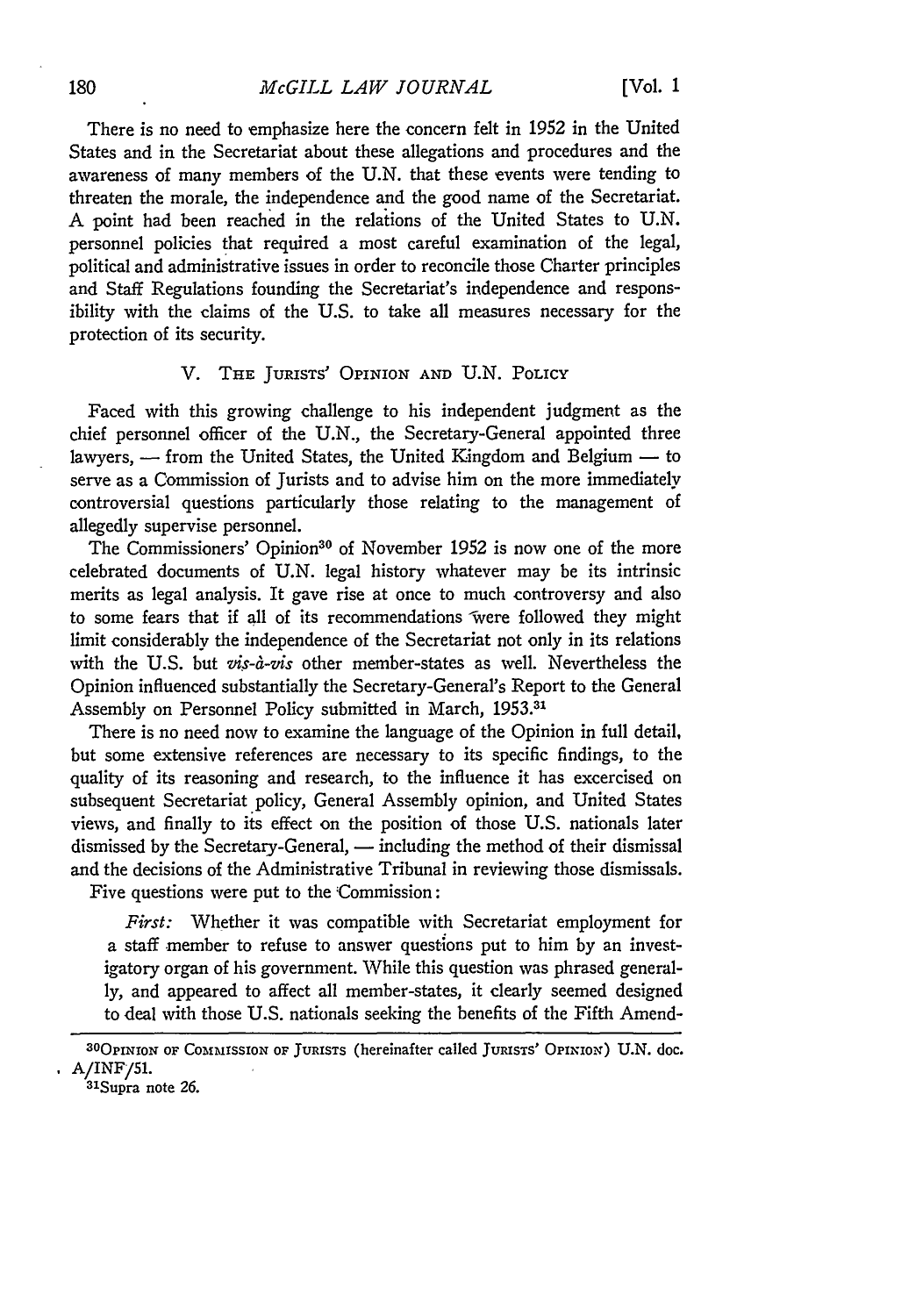There is no need to emphasize here the concern felt in 1952 in the United States and in the Secretariat about these allegations and procedures and the awareness of many members of the U.N. that these events were tending to threaten the morale, the independence and the good name of the Secretariat. A point had been reached in the relations of the United States to U.N. personnel policies that required a most careful examination of the legal, political and administrative issues in order to reconcile those Charter principles and Staff Regulations founding the Secretariat's independence and responsibility with the claims of the U.S. to take all measures necessary for the protection of its security.

## V. The Jurists' Opinion and U.N. Policy

Faced with this growing challenge to his independent judgment as the chief personnel officer of the U.N., the Secretary-General appointed three lawyers, — from the United States, the United Kingdom and Belgium — to serve as a Commission of Jurists and to advise him on the more immediately controversial questions particularly those relating to the management of allegedly supervise personnel.

The Commissioners' Opinion[30] of November 1952 is now one of the more celebrated documents of U.N. legal history whatever may be its intrinsic merits as legal analysis. It gave rise at once to much controversy and also to some fears that if all of its recommendations were followed they might limit considerably the independence of the Secretariat not only in its relations with the U.S. but *vis-à-vis* other member-states as well. Nevertheless the Opinion influenced substantially the Secretary-General's Report to the General Assembly on Personnel Policy submitted in March, 1953.[31]

There is no need now to examine the language of the Opinion in full detail, but some extensive references are necessary to its specific findings, to the quality of its reasoning and research, to the influence it has excercised on subsequent Secretariat policy, General Assembly opinion, and United States views, and finally to its effect on the position of those U.S. nationals later dismissed by the Secretary-General, — including the method of their dismissal and the decisions of the Administrative Tribunal in reviewing those dismissals.

Five questions were put to the Commission:

> *First:* Whether it was compatible with Secretariat employment for a staff member to refuse to answer questions put to him by an investigatory organ of his government. While this question was phrased generally, and appeared to affect all member-states, it clearly seemed designed to deal with those U.S. nationals seeking the benefits of the Fifth Amend-

---

[30] Opinion of Commission of Jurists (hereinafter called Jurists' Opinion) U.N. doc. A/INF/51.

[31] Supra note 26.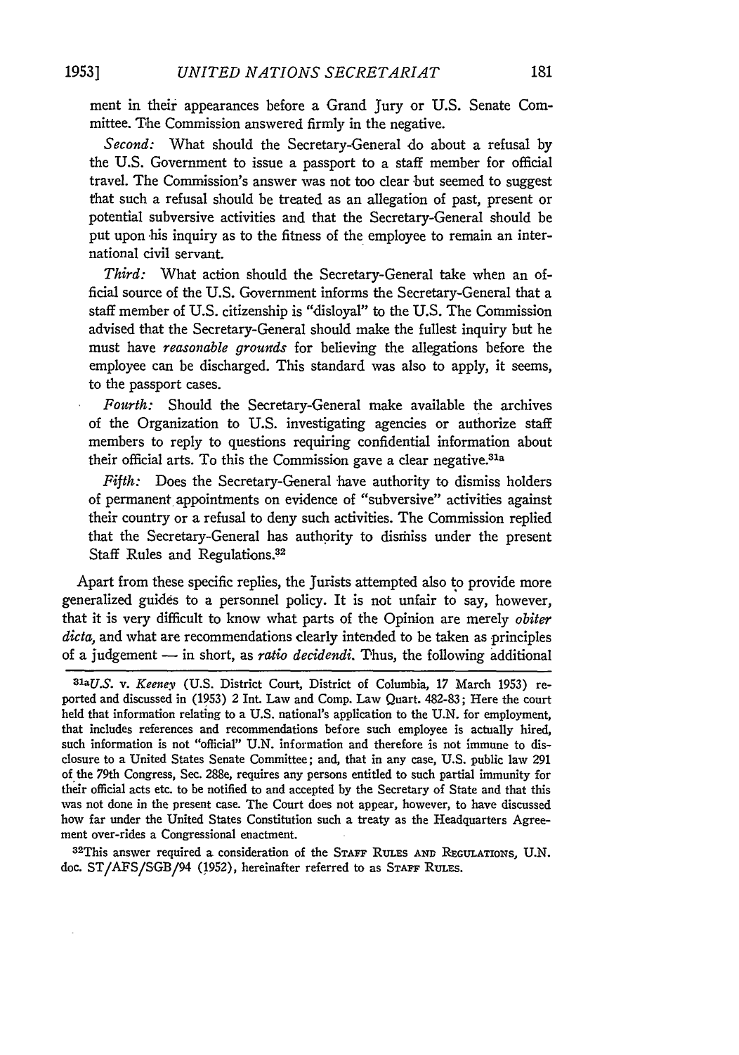ment in their appearances before a Grand Jury or U.S. Senate Committee. The Commission answered firmly in the negative.

*Second:* What should the Secretary-General do about a refusal by the U.S. Government to issue a passport to a staff member for official travel. The Commission's answer was not too clear but seemed to suggest that such a refusal should be treated as an allegation of past, present or potential subversive activities and that the Secretary-General should be put upon his inquiry as to the fitness of the employee to remain an international civil servant.

*Third:* What action should the Secretary-General take when an official source of the U.S. Government informs the Secretary-General that a staff member of U.S. citizenship is "disloyal" to the U.S. The Commission advised that the Secretary-General should make the fullest inquiry but he must have *reasonable grounds* for believing the allegations before the employee can be discharged. This standard was also to apply, it seems, to the passport cases.

*Fourth:* Should the Secretary-General make available the archives of the Organization to U.S. investigating agencies or authorize staff members to reply to questions requiring confidential information about their official arts. To this the Commission gave a clear negative.[31a]

*Fifth:* Does the Secretary-General have authority to dismiss holders of permanent appointments on evidence of "subversive" activities against their country or a refusal to deny such activities. The Commission replied that the Secretary-General has authority to dismiss under the present Staff Rules and Regulations.[32]

Apart from these specific replies, the Jurists attempted also to provide more generalized guides to a personnel policy. It is not unfair to say, however, that it is very difficult to know what parts of the Opinion are merely *obiter dicta,* and what are recommendations clearly intended to be taken as principles of a judgement — in short, as *ratio decidendi.* Thus, the following additional

---

[31a] *U.S. v. Keeney* (U.S. District Court, District of Columbia, 17 March 1953) reported and discussed in (1953) 2 Int. Law and Comp. Law Quart. 482-83; Here the court held that information relating to a U.S. national's application to the U.N. for employment, that includes references and recommendations before such employee is actually hired, such information is not "official" U.N. information and therefore is not immune to disclosure to a United States Senate Committee; and, that in any case, U.S. public law 291 of the 79th Congress, Sec. 288e, requires any persons entitled to such partial immunity for their official acts etc. to be notified to and accepted by the Secretary of State and that this was not done in the present case. The Court does not appear, however, to have discussed how far under the United States Constitution such a treaty as the Headquarters Agreement over-rides a Congressional enactment.

[32] This answer required a consideration of the STAFF RULES AND REGULATIONS, U.N. doc. ST/AFS/SGB/94 (1952), hereinafter referred to as STAFF RULES.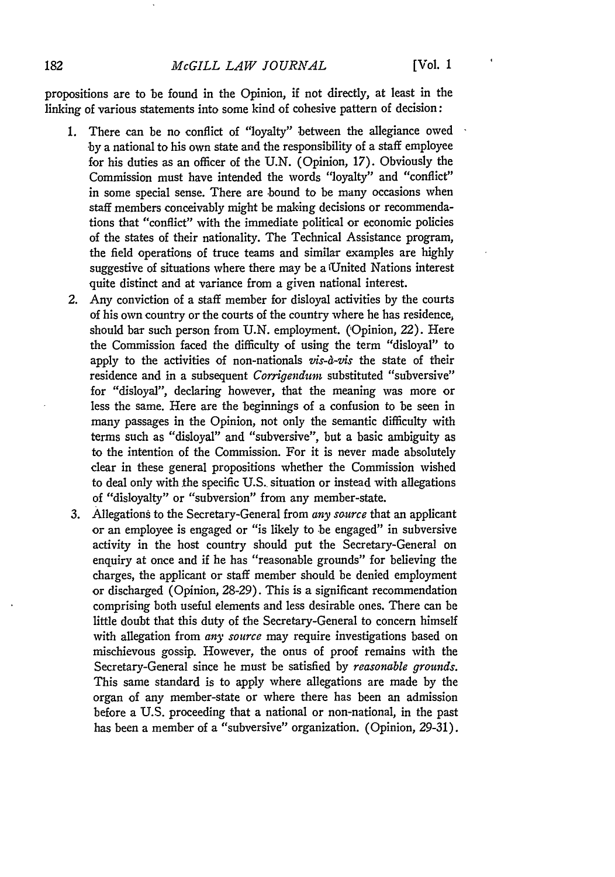propositions are to be found in the Opinion, if not directly, at least in the linking of various statements into some kind of cohesive pattern of decision:

1. There can be no conflict of "loyalty" between the allegiance owed by a national to his own state and the responsibility of a staff employee for his duties as an officer of the U.N. (Opinion, 17). Obviously the Commission must have intended the words "loyalty" and "conflict" in some special sense. There are bound to be many occasions when staff members conceivably might be making decisions or recommendations that "conflict" with the immediate political or economic policies of the states of their nationality. The Technical Assistance program, the field operations of truce teams and similar examples are highly suggestive of situations where there may be a United Nations interest quite distinct and at variance from a given national interest.
2. Any conviction of a staff member for disloyal activities by the courts of his own country or the courts of the country where he has residence, should bar such person from U.N. employment. (Opinion, 22). Here the Commission faced the difficulty of using the term "disloyal" to apply to the activities of non-nationals *vis-à-vis* the state of their residence and in a subsequent *Corrigendum* substituted "subversive" for "disloyal", declaring however, that the meaning was more or less the same. Here are the beginnings of a confusion to be seen in many passages in the Opinion, not only the semantic difficulty with terms such as "disloyal" and "subversive", but a basic ambiguity as to the intention of the Commission. For it is never made absolutely clear in these general propositions whether the Commission wished to deal only with the specific U.S. situation or instead with allegations of "disloyalty" or "subversion" from any member-state.
3. Allegations to the Secretary-General from *any source* that an applicant or an employee is engaged or "is likely to be engaged" in subversive activity in the host country should put the Secretary-General on enquiry at once and if he has "reasonable grounds" for believing the charges, the applicant or staff member should be denied employment or discharged (Opinion, 28-29). This is a significant recommendation comprising both useful elements and less desirable ones. There can be little doubt that this duty of the Secretary-General to concern himself with allegation from *any source* may require investigations based on mischievous gossip. However, the onus of proof remains with the Secretary-General since he must be satisfied by *reasonable grounds.* This same standard is to apply where allegations are made by the organ of any member-state or where there has been an admission before a U.S. proceeding that a national or non-national, in the past has been a member of a "subversive" organization. (Opinion, 29-31).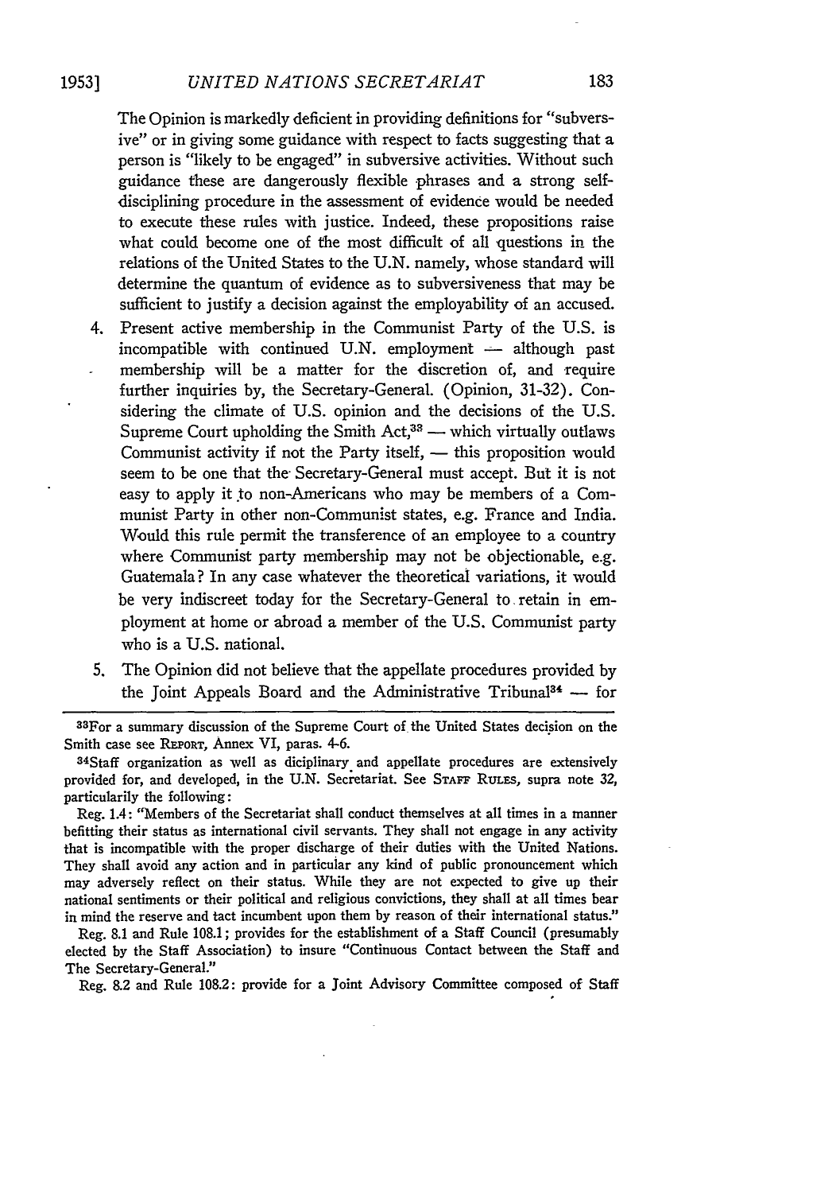The Opinion is markedly deficient in providing definitions for "subversive" or in giving some guidance with respect to facts suggesting that a person is "likely to be engaged" in subversive activities. Without such guidance these are dangerously flexible phrases and a strong self-disciplining procedure in the assessment of evidence would be needed to execute these rules with justice. Indeed, these propositions raise what could become one of the most difficult of all questions in the relations of the United States to the U.N. namely, whose standard will determine the quantum of evidence as to subversiveness that may be sufficient to justify a decision against the employability of an accused.

4. Present active membership in the Communist Party of the U.S. is incompatible with continued U.N. employment — although past membership will be a matter for the discretion of, and require further inquiries by, the Secretary-General. (Opinion, 31-32). Considering the climate of U.S. opinion and the decisions of the U.S. Supreme Court upholding the Smith Act,[33] — which virtually outlaws Communist activity if not the Party itself, — this proposition would seem to be one that the Secretary-General must accept. But it is not easy to apply it to non-Americans who may be members of a Communist Party in other non-Communist states, e.g. France and India. Would this rule permit the transference of an employee to a country where Communist party membership may not be objectionable, e.g. Guatemala? In any case whatever the theoretical variations, it would be very indiscreet today for the Secretary-General to retain in employment at home or abroad a member of the U.S. Communist party who is a U.S. national.

5. The Opinion did not believe that the appellate procedures provided by the Joint Appeals Board and the Administrative Tribunal[34] — for

---

[33]For a summary discussion of the Supreme Court of the United States decision on the Smith case see REPORT, Annex VI, paras. 4-6.

[34]Staff organization as well as diciplinary and appellate procedures are extensively provided for, and developed, in the U.N. Secretariat. See STAFF RULES, supra note 32, particularily the following:

Reg. 1.4: "Members of the Secretariat shall conduct themselves at all times in a manner befitting their status as international civil servants. They shall not engage in any activity that is incompatible with the proper discharge of their duties with the United Nations. They shall avoid any action and in particular any kind of public pronouncement which may adversely reflect on their status. While they are not expected to give up their national sentiments or their political and religious convictions, they shall at all times bear in mind the reserve and tact incumbent upon them by reason of their international status."

Reg. 8.1 and Rule 108.1; provides for the establishment of a Staff Council (presumably elected by the Staff Association) to insure "Continuous Contact between the Staff and The Secretary-General."

Reg. 8.2 and Rule 108.2: provide for a Joint Advisory Committee composed of Staff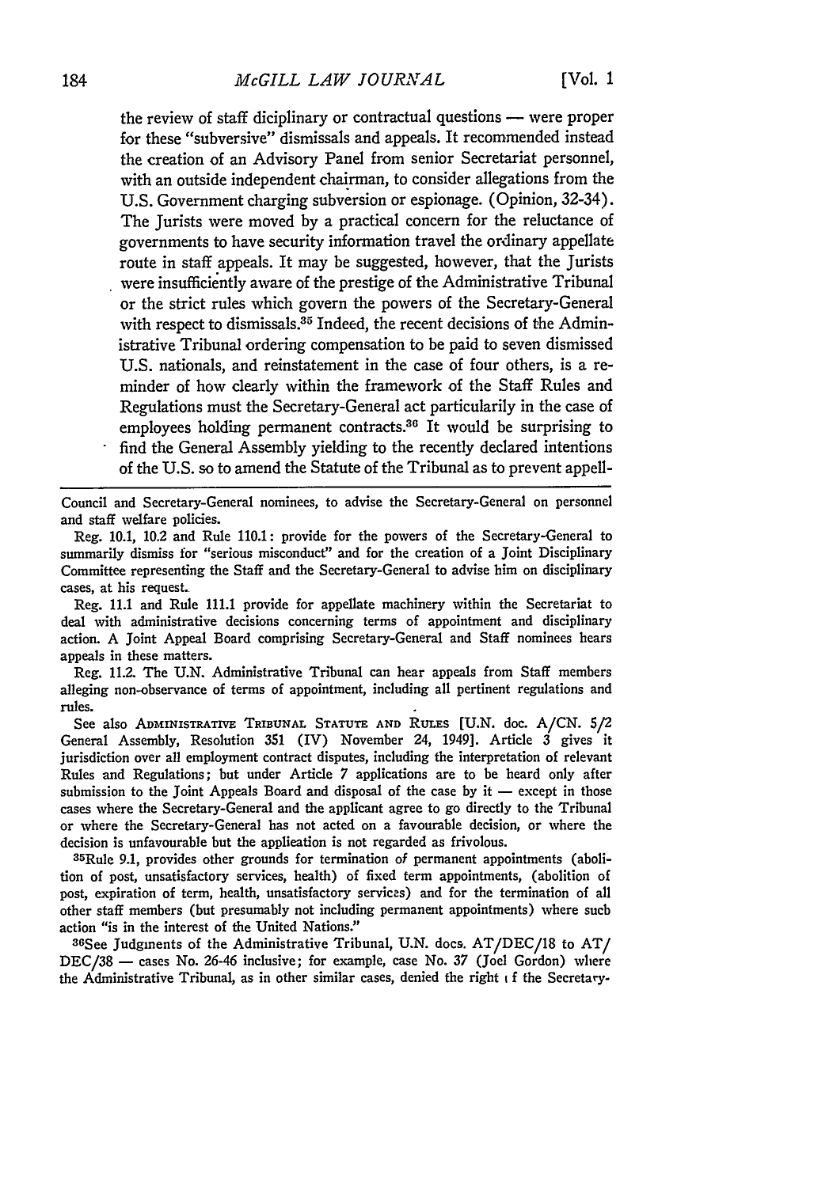the review of staff diciplinary or contractual questions — were proper for these "subversive" dismissals and appeals. It recommended instead the creation of an Advisory Panel from senior Secretariat personnel, with an outside independent chairman, to consider allegations from the U.S. Government charging subversion or espionage. (Opinion, 32-34). The Jurists were moved by a practical concern for the reluctance of governments to have security information travel the ordinary appellate route in staff appeals. It may be suggested, however, that the Jurists were insufficiently aware of the prestige of the Administrative Tribunal or the strict rules which govern the powers of the Secretary-General with respect to dismissals.[35] Indeed, the recent decisions of the Administrative Tribunal ordering compensation to be paid to seven dismissed U.S. nationals, and reinstatement in the case of four others, is a reminder of how clearly within the framework of the Staff Rules and Regulations must the Secretary-General act particularily in the case of employees holding permanent contracts.[36] It would be surprising to find the General Assembly yielding to the recently declared intentions of the U.S. so to amend the Statute of the Tribunal as to prevent appell-

---

Council and Secretary-General nominees, to advise the Secretary-General on personnel and staff welfare policies.

Reg. 10.1, 10.2 and Rule 110.1: provide for the powers of the Secretary-General to summarily dismiss for "serious misconduct" and for the creation of a Joint Disciplinary Committee representing the Staff and the Secretary-General to advise him on disciplinary cases, at his request.

Reg. 11.1 and Rule 111.1 provide for appellate machinery within the Secretariat to deal with administrative decisions concerning terms of appointment and disciplinary action. A Joint Appeal Board comprising Secretary-General and Staff nominees hears appeals in these matters.

Reg. 11.2. The U.N. Administrative Tribunal can hear appeals from Staff members alleging non-observance of terms of appointment, including all pertinent regulations and rules.

See also ADMINISTRATIVE TRIBUNAL STATUTE AND RULES [U.N. doc. A/CN. 5/2 General Assembly, Resolution 351 (IV) November 24, 1949]. Article 3 gives it jurisdiction over all employment contract disputes, including the interpretation of relevant Rules and Regulations; but under Article 7 applications are to be heard only after submission to the Joint Appeals Board and disposal of the case by it — except in those cases where the Secretary-General and the applicant agree to go directly to the Tribunal or where the Secretary-General has not acted on a favourable decision, or where the decision is unfavourable but the application is not regarded as frivolous.

[35]Rule 9.1, provides other grounds for termination of permanent appointments (abolition of post, unsatisfactory services, health) of fixed term appointments, (abolition of post, expiration of term, health, unsatisfactory services) and for the termination of all other staff members (but presumably not including permanent appointments) where such action "is in the interest of the United Nations."

[36]See Judgments of the Administrative Tribunal, U.N. docs. AT/DEC/18 to AT/DEC/38 — cases No. 26-46 inclusive; for example, case No. 37 (Joel Gordon) where the Administrative Tribunal, as in other similar cases, denied the right of the Secretary-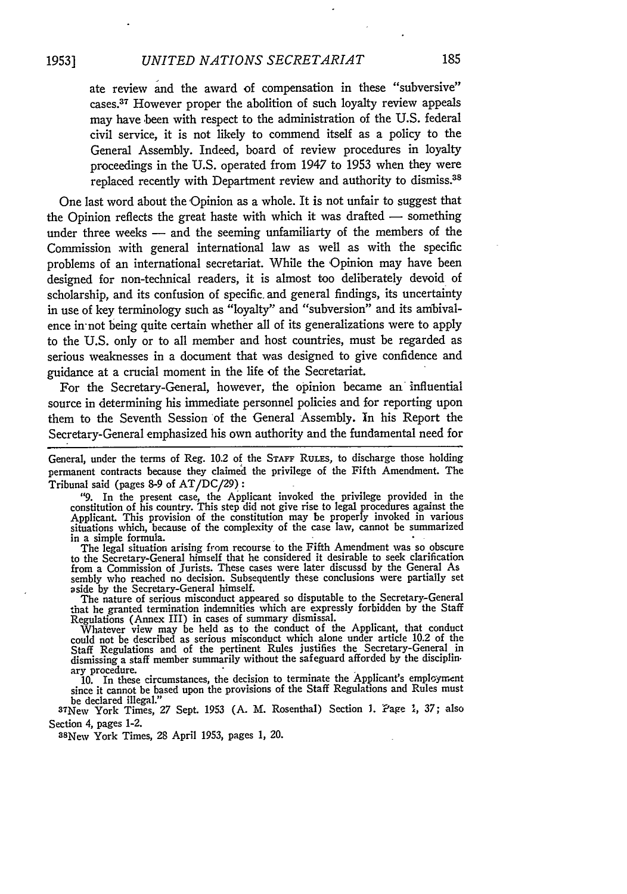ate review and the award of compensation in these "subversive" cases.[37] However proper the abolition of such loyalty review appeals may have been with respect to the administration of the U.S. federal civil service, it is not likely to commend itself as a policy to the General Assembly. Indeed, board of review procedures in loyalty proceedings in the U.S. operated from 1947 to 1953 when they were replaced recently with Department review and authority to dismiss.[38]

One last word about the Opinion as a whole. It is not unfair to suggest that the Opinion reflects the great haste with which it was drafted — something under three weeks — and the seeming unfamiliarty of the members of the Commission with general international law as well as with the specific problems of an international secretariat. While the Opinion may have been designed for non-technical readers, it is almost too deliberately devoid of scholarship, and its confusion of specific and general findings, its uncertainty in use of key terminology such as "loyalty" and "subversion" and its ambivalence in not being quite certain whether all of its generalizations were to apply to the U.S. only or to all member and host countries, must be regarded as serious weaknesses in a document that was designed to give confidence and guidance at a crucial moment in the life of the Secretariat.

For the Secretary-General, however, the opinion became an influential source in determining his immediate personnel policies and for reporting upon them to the Seventh Session of the General Assembly. In his Report the Secretary-General emphasized his own authority and the fundamental need for

---

General, under the terms of Reg. 10.2 of the STAFF RULES, to discharge those holding permanent contracts because they claimed the privilege of the Fifth Amendment. The Tribunal said (pages 8-9 of AT/DC/29):

> "9. In the present case, the Applicant invoked the privilege provided in the constitution of his country. This step did not give rise to legal procedures against the Applicant. This provision of the constitution may be properly invoked in various situations which, because of the complexity of the case law, cannot be summarized in a simple formula.
>
> The legal situation arising from recourse to the Fifth Amendment was so obscure to the Secretary-General himself that he considered it desirable to seek clarification from a Commission of Jurists. These cases were later discussd by the General Assembly who reached no decision. Subsequently these conclusions were partially set aside by the Secretary-General himself.
>
> The nature of serious misconduct appeared so disputable to the Secretary-General that he granted termination indemnities which are expressly forbidden by the Staff Regulations (Annex III) in cases of summary dismissal.
>
> Whatever view may be held as to the conduct of the Applicant, that conduct could not be described as serious misconduct which alone under article 10.2 of the Staff Regulations and of the pertinent Rules justifies the Secretary-General in dismissing a staff member summarily without the safeguard afforded by the disciplinary procedure.
>
> 10. In these circumstances, the decision to terminate the Applicant's employment since it cannot be based upon the provisions of the Staff Regulations and Rules must be declared illegal."

[37] New York Times, 27 Sept. 1953 (A. M. Rosenthal) Section 1. Page 1, 37; also Section 4, pages 1-2.

[38] New York Times, 28 April 1953, pages 1, 20.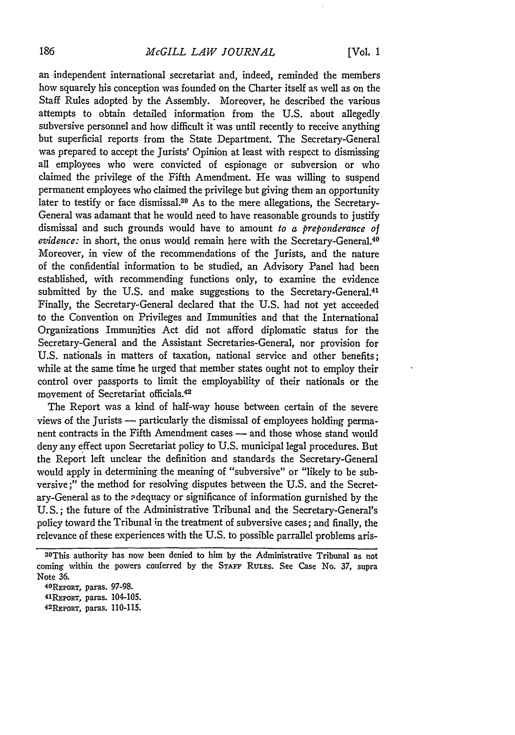an independent international secretariat and, indeed, reminded the members how squarely his conception was founded on the Charter itself as well as on the Staff Rules adopted by the Assembly. Moreover, he described the various attempts to obtain detailed information from the U.S. about allegedly subversive personnel and how difficult it was until recently to receive anything but superficial reports from the State Department. The Secretary-General was prepared to accept the Jurists' Opinion at least with respect to dismissing all employees who were convicted of espionage or subversion or who claimed the privilege of the Fifth Amendment. He was willing to suspend permanent employees who claimed the privilege but giving them an opportunity later to testify or face dismissal.[39] As to the mere allegations, the Secretary-General was adamant that he would need to have reasonable grounds to justify dismissal and such grounds would have to amount *to a preponderance of evidence:* in short, the onus would remain here with the Secretary-General.[40] Moreover, in view of the recommendations of the Jurists, and the nature of the confidential information to be studied, an Advisory Panel had been established, with recommending functions only, to examine the evidence submitted by the U.S. and make suggestions to the Secretary-General.[41] Finally, the Secretary-General declared that the U.S. had not yet acceeded to the Convention on Privileges and Immunities and that the International Organizations Immunities Act did not afford diplomatic status for the Secretary-General and the Assistant Secretaries-General, nor provision for U.S. nationals in matters of taxation, national service and other benefits; while at the same time he urged that member states ought not to employ their control over passports to limit the employability of their nationals or the movement of Secretariat officials.[42]

The Report was a kind of half-way house between certain of the severe views of the Jurists — particularly the dismissal of employees holding permanent contracts in the Fifth Amendment cases — and those whose stand would deny any effect upon Secretariat policy to U.S. municipal legal procedures. But the Report left unclear the definition and standards the Secretary-General would apply in determining the meaning of "subversive" or "likely to be subversive;" the method for resolving disputes between the U.S. and the Secretary-General as to the adequacy or significance of information gurnished by the U.S.; the future of the Administrative Tribunal and the Secretary-General's policy toward the Tribunal in the treatment of subversive cases; and finally, the relevance of these experiences with the U.S. to possible parrallel problems aris-

[39]This authority has now been denied to him by the Administrative Tribunal as not coming within the powers conferred by the STAFF RULES. See Case No. 37, supra Note 36.

[40]REPORT, paras. 97-98.

[41]REPORT, paras. 104-105.

[42]REPORT, paras. 110-115.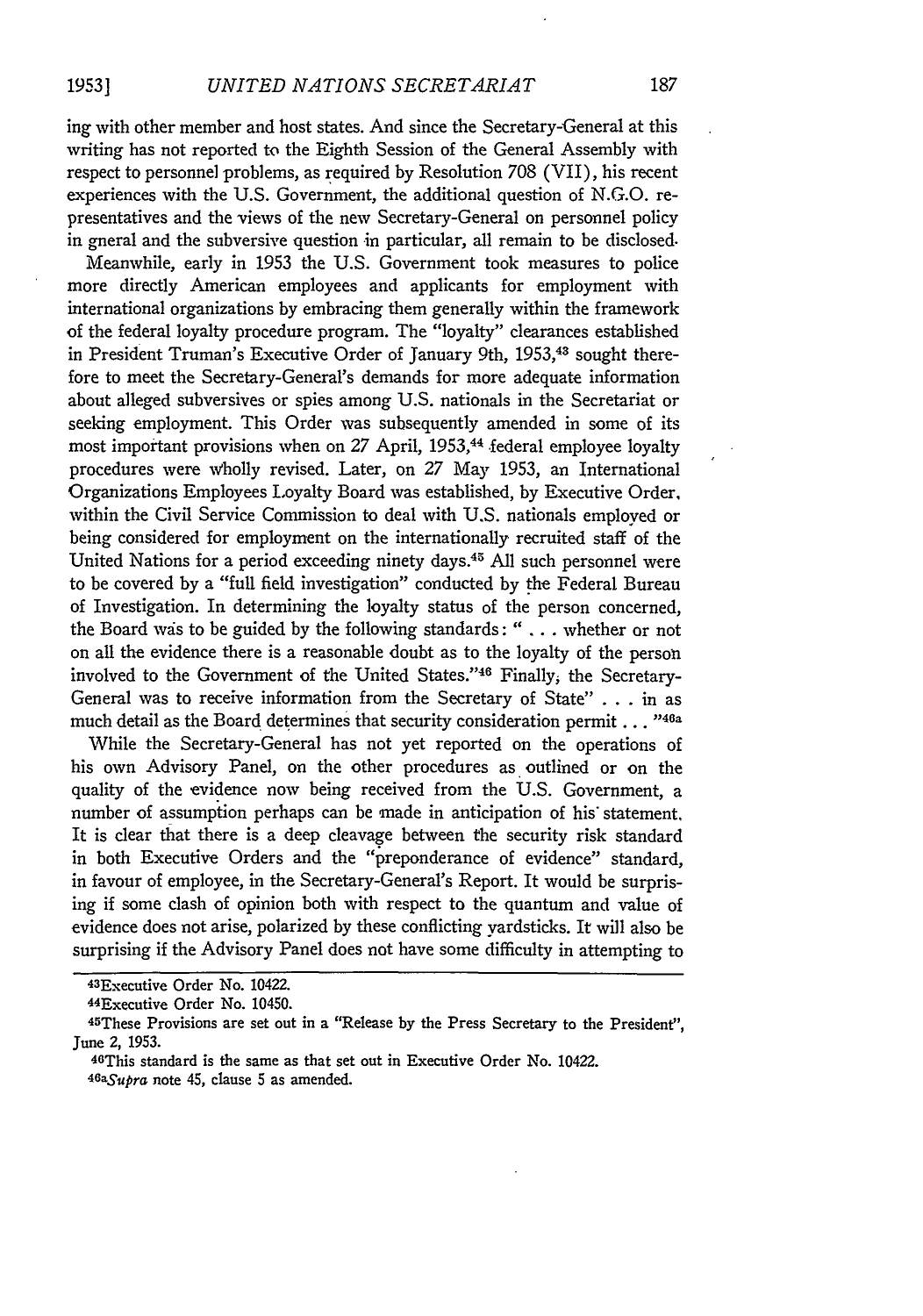ing with other member and host states. And since the Secretary-General at this writing has not reported to the Eighth Session of the General Assembly with respect to personnel problems, as required by Resolution 708 (VII), his recent experiences with the U.S. Government, the additional question of N.G.O. representatives and the views of the new Secretary-General on personnel policy in gneral and the subversive question in particular, all remain to be disclosed.

Meanwhile, early in 1953 the U.S. Government took measures to police more directly American employees and applicants for employment with international organizations by embracing them generally within the framework of the federal loyalty procedure program. The "loyalty" clearances established in President Truman's Executive Order of January 9th, 1953,[43] sought therefore to meet the Secretary-General's demands for more adequate information about alleged subversives or spies among U.S. nationals in the Secretariat or seeking employment. This Order was subsequently amended in some of its most important provisions when on 27 April, 1953,[44] federal employee loyalty procedures were wholly revised. Later, on 27 May 1953, an International Organizations Employees Loyalty Board was established, by Executive Order, within the Civil Service Commission to deal with U.S. nationals employed or being considered for employment on the internationally recruited staff of the United Nations for a period exceeding ninety days.[45] All such personnel were to be covered by a "full field investigation" conducted by the Federal Bureau of Investigation. In determining the loyalty status of the person concerned, the Board was to be guided by the following standards: " . . . whether or not on all the evidence there is a reasonable doubt as to the loyalty of the person involved to the Government of the United States."[46] Finally, the Secretary-General was to receive information from the Secretary of State" . . . in as much detail as the Board determines that security consideration permit . . . "[46a]

While the Secretary-General has not yet reported on the operations of his own Advisory Panel, on the other procedures as outlined or on the quality of the evidence now being received from the U.S. Government, a number of assumption perhaps can be made in anticipation of his statement. It is clear that there is a deep cleavage between the security risk standard in both Executive Orders and the "preponderance of evidence" standard, in favour of employee, in the Secretary-General's Report. It would be surprising if some clash of opinion both with respect to the quantum and value of evidence does not arise, polarized by these conflicting yardsticks. It will also be surprising if the Advisory Panel does not have some difficulty in attempting to

---

[43]Executive Order No. 10422.

[44]Executive Order No. 10450.

[45]These Provisions are set out in a "Release by the Press Secretary to the President", June 2, 1953.

[46]This standard is the same as that set out in Executive Order No. 10422.

[46a]*Supra* note 45, clause 5 as amended.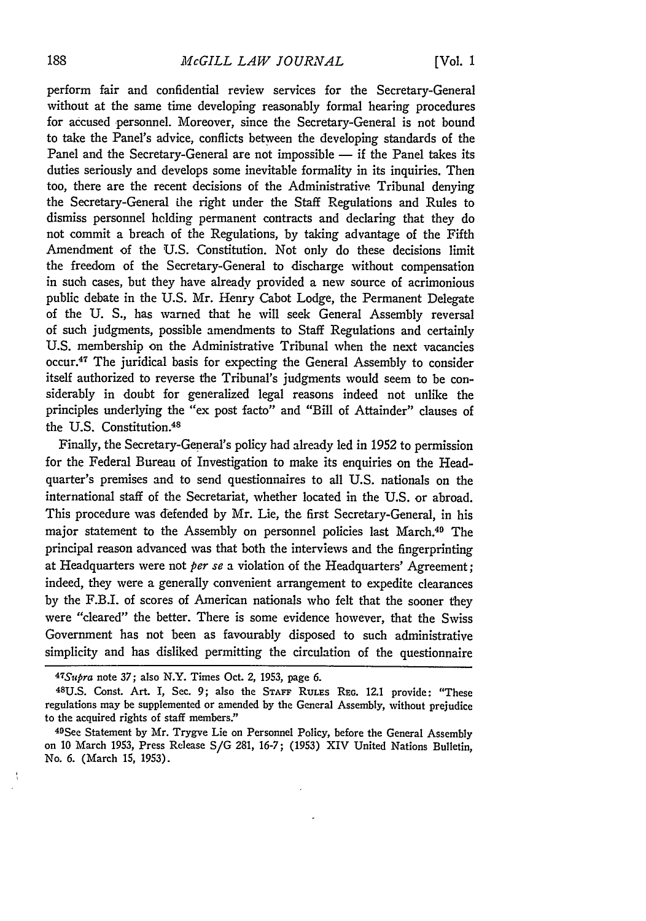perform fair and confidential review services for the Secretary-General without at the same time developing reasonably formal hearing procedures for accused personnel. Moreover, since the Secretary-General is not bound to take the Panel's advice, conflicts between the developing standards of the Panel and the Secretary-General are not impossible — if the Panel takes its duties seriously and develops some inevitable formality in its inquiries. Then too, there are the recent decisions of the Administrative Tribunal denying the Secretary-General the right under the Staff Regulations and Rules to dismiss personnel holding permanent contracts and declaring that they do not commit a breach of the Regulations, by taking advantage of the Fifth Amendment of the U.S. Constitution. Not only do these decisions limit the freedom of the Secretary-General to discharge without compensation in such cases, but they have already provided a new source of acrimonious public debate in the U.S. Mr. Henry Cabot Lodge, the Permanent Delegate of the U. S., has warned that he will seek General Assembly reversal of such judgments, possible amendments to Staff Regulations and certainly U.S. membership on the Administrative Tribunal when the next vacancies occur.[47] The juridical basis for expecting the General Assembly to consider itself authorized to reverse the Tribunal's judgments would seem to be considerably in doubt for generalized legal reasons indeed not unlike the principles underlying the "ex post facto" and "Bill of Attainder" clauses of the U.S. Constitution.[48]

Finally, the Secretary-General's policy had already led in 1952 to permission for the Federal Bureau of Investigation to make its enquiries on the Headquarter's premises and to send questionnaires to all U.S. nationals on the international staff of the Secretariat, whether located in the U.S. or abroad. This procedure was defended by Mr. Lie, the first Secretary-General, in his major statement to the Assembly on personnel policies last March.[49] The principal reason advanced was that both the interviews and the fingerprinting at Headquarters were not *per se* a violation of the Headquarters' Agreement; indeed, they were a generally convenient arrangement to expedite clearances by the F.B.I. of scores of American nationals who felt that the sooner they were "cleared" the better. There is some evidence however, that the Swiss Government has not been as favourably disposed to such administrative simplicity and has disliked permitting the circulation of the questionnaire

---

[47] *Supra* note 37; also N.Y. Times Oct. 2, 1953, page 6.

[48] U.S. Const. Art. I, Sec. 9; also the STAFF RULES REG. 12.1 provide: "These regulations may be supplemented or amended by the General Assembly, without prejudice to the acquired rights of staff members."

[49] See Statement by Mr. Trygve Lie on Personnel Policy, before the General Assembly on 10 March 1953, Press Release S/G 281, 16-7; (1953) XIV United Nations Bulletin, No. 6. (March 15, 1953).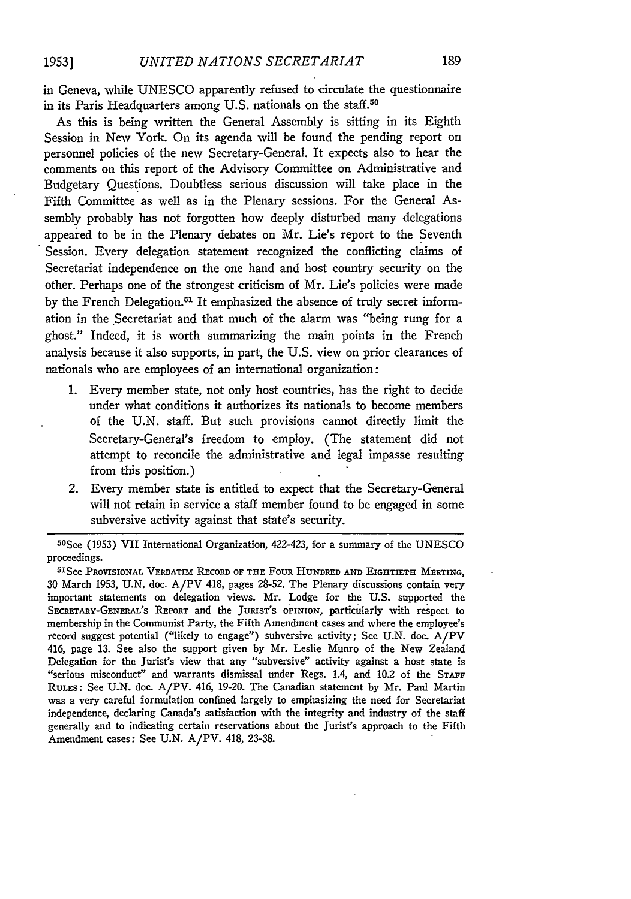in Geneva, while UNESCO apparently refused to circulate the questionnaire in its Paris Headquarters among U.S. nationals on the staff.[50]

As this is being written the General Assembly is sitting in its Eighth Session in New York. On its agenda will be found the pending report on personnel policies of the new Secretary-General. It expects also to hear the comments on this report of the Advisory Committee on Administrative and Budgetary Questions. Doubtless serious discussion will take place in the Fifth Committee as well as in the Plenary sessions. For the General Assembly probably has not forgotten how deeply disturbed many delegations appeared to be in the Plenary debates on Mr. Lie's report to the Seventh Session. Every delegation statement recognized the conflicting claims of Secretariat independence on the one hand and host country security on the other. Perhaps one of the strongest criticism of Mr. Lie's policies were made by the French Delegation.[51] It emphasized the absence of truly secret information in the Secretariat and that much of the alarm was "being rung for a ghost." Indeed, it is worth summarizing the main points in the French analysis because it also supports, in part, the U.S. view on prior clearances of nationals who are employees of an international organization:

1. Every member state, not only host countries, has the right to decide under what conditions it authorizes its nationals to become members of the U.N. staff. But such provisions cannot directly limit the Secretary-General's freedom to employ. (The statement did not attempt to reconcile the administrative and legal impasse resulting from this position.)
2. Every member state is entitled to expect that the Secretary-General will not retain in service a staff member found to be engaged in some subversive activity against that state's security.

---

[50] See (1953) VII International Organization, 422-423, for a summary of the UNESCO proceedings.

[51] See PROVISIONAL VERBATIM RECORD OF THE FOUR HUNDRED AND EIGHTIETH MEETING, 30 March 1953, U.N. doc. A/PV 418, pages 28-52. The Plenary discussions contain very important statements on delegation views. Mr. Lodge for the U.S. supported the SECRETARY-GENERAL'S REPORT and the JURIST'S OPINION, particularly with respect to membership in the Communist Party, the Fifth Amendment cases and where the employee's record suggest potential ("likely to engage") subversive activity; See U.N. doc. A/PV 416, page 13. See also the support given by Mr. Leslie Munro of the New Zealand Delegation for the Jurist's view that any "subversive" activity against a host state is "serious misconduct" and warrants dismissal under Regs. 1.4, and 10.2 of the STAFF RULES: See U.N. doc. A/PV. 416, 19-20. The Canadian statement by Mr. Paul Martin was a very careful formulation confined largely to emphasizing the need for Secretariat independence, declaring Canada's satisfaction with the integrity and industry of the staff generally and to indicating certain reservations about the Jurist's approach to the Fifth Amendment cases: See U.N. A/PV. 418, 23-38.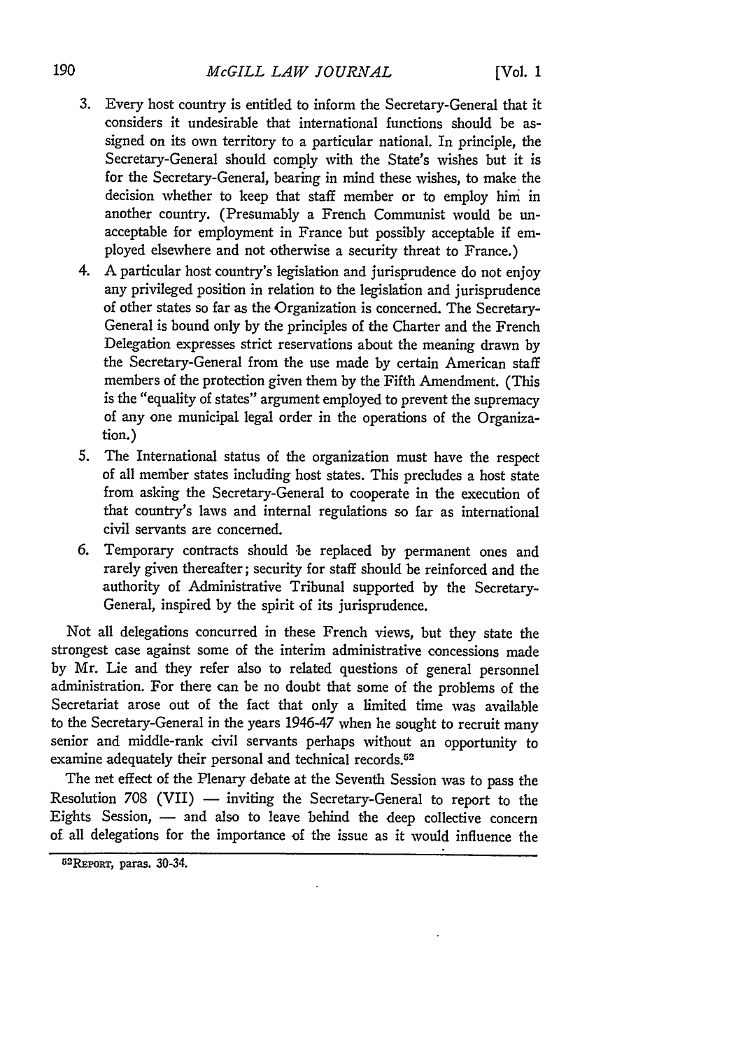3. Every host country is entitled to inform the Secretary-General that it considers it undesirable that international functions should be assigned on its own territory to a particular national. In principle, the Secretary-General should comply with the State's wishes but it is for the Secretary-General, bearing in mind these wishes, to make the decision whether to keep that staff member or to employ him in another country. (Presumably a French Communist would be unacceptable for employment in France but possibly acceptable if employed elsewhere and not otherwise a security threat to France.)
4. A particular host country's legislation and jurisprudence do not enjoy any privileged position in relation to the legislation and jurisprudence of other states so far as the Organization is concerned. The Secretary-General is bound only by the principles of the Charter and the French Delegation expresses strict reservations about the meaning drawn by the Secretary-General from the use made by certain American staff members of the protection given them by the Fifth Amendment. (This is the "equality of states" argument employed to prevent the supremacy of any one municipal legal order in the operations of the Organization.)
5. The International status of the organization must have the respect of all member states including host states. This precludes a host state from asking the Secretary-General to cooperate in the execution of that country's laws and internal regulations so far as international civil servants are concerned.
6. Temporary contracts should be replaced by permanent ones and rarely given thereafter; security for staff should be reinforced and the authority of Administrative Tribunal supported by the Secretary-General, inspired by the spirit of its jurisprudence.

Not all delegations concurred in these French views, but they state the strongest case against some of the interim administrative concessions made by Mr. Lie and they refer also to related questions of general personnel administration. For there can be no doubt that some of the problems of the Secretariat arose out of the fact that only a limited time was available to the Secretary-General in the years 1946-47 when he sought to recruit many senior and middle-rank civil servants perhaps without an opportunity to examine adequately their personal and technical records.[52]

The net effect of the Plenary debate at the Seventh Session was to pass the Resolution 708 (VII) — inviting the Secretary-General to report to the Eights Session, — and also to leave behind the deep collective concern of all delegations for the importance of the issue as it would influence the

[52] REPORT, paras. 30-34.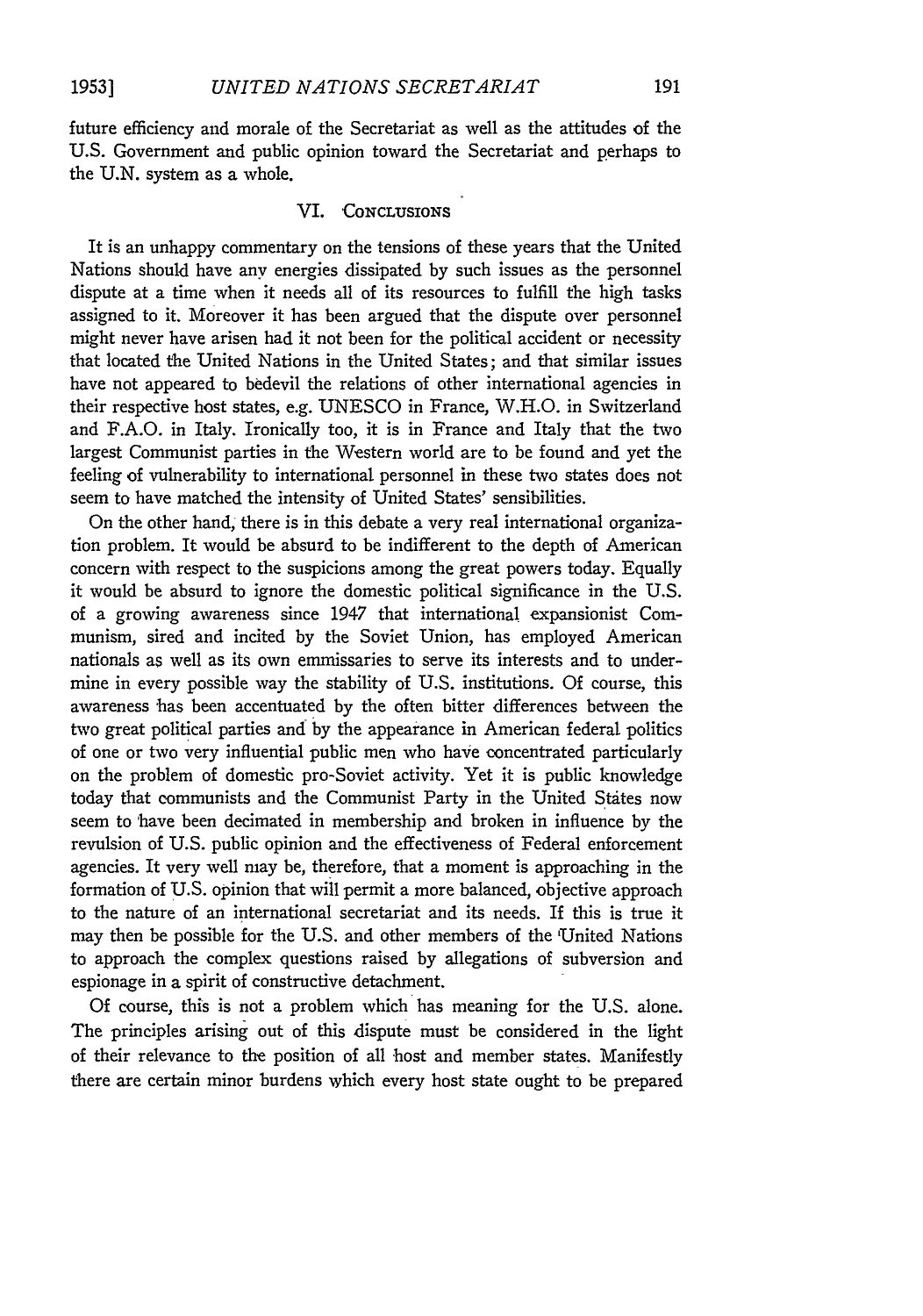future efficiency and morale of the Secretariat as well as the attitudes of the U.S. Government and public opinion toward the Secretariat and perhaps to the U.N. system as a whole.

## VI. Conclusions

It is an unhappy commentary on the tensions of these years that the United Nations should have any energies dissipated by such issues as the personnel dispute at a time when it needs all of its resources to fulfill the high tasks assigned to it. Moreover it has been argued that the dispute over personnel might never have arisen had it not been for the political accident or necessity that located the United Nations in the United States; and that similar issues have not appeared to bedevil the relations of other international agencies in their respective host states, e.g. UNESCO in France, W.H.O. in Switzerland and F.A.O. in Italy. Ironically too, it is in France and Italy that the two largest Communist parties in the Western world are to be found and yet the feeling of vulnerability to international personnel in these two states does not seem to have matched the intensity of United States' sensibilities.

On the other hand, there is in this debate a very real international organization problem. It would be absurd to be indifferent to the depth of American concern with respect to the suspicions among the great powers today. Equally it would be absurd to ignore the domestic political significance in the U.S. of a growing awareness since 1947 that international expansionist Communism, sired and incited by the Soviet Union, has employed American nationals as well as its own emmissaries to serve its interests and to undermine in every possible way the stability of U.S. institutions. Of course, this awareness has been accentuated by the often bitter differences between the two great political parties and by the appearance in American federal politics of one or two very influential public men who have concentrated particularly on the problem of domestic pro-Soviet activity. Yet it is public knowledge today that communists and the Communist Party in the United States now seem to have been decimated in membership and broken in influence by the revulsion of U.S. public opinion and the effectiveness of Federal enforcement agencies. It very well may be, therefore, that a moment is approaching in the formation of U.S. opinion that will permit a more balanced, objective approach to the nature of an international secretariat and its needs. If this is true it may then be possible for the U.S. and other members of the United Nations to approach the complex questions raised by allegations of subversion and espionage in a spirit of constructive detachment.

Of course, this is not a problem which has meaning for the U.S. alone. The principles arising out of this dispute must be considered in the light of their relevance to the position of all host and member states. Manifestly there are certain minor burdens which every host state ought to be prepared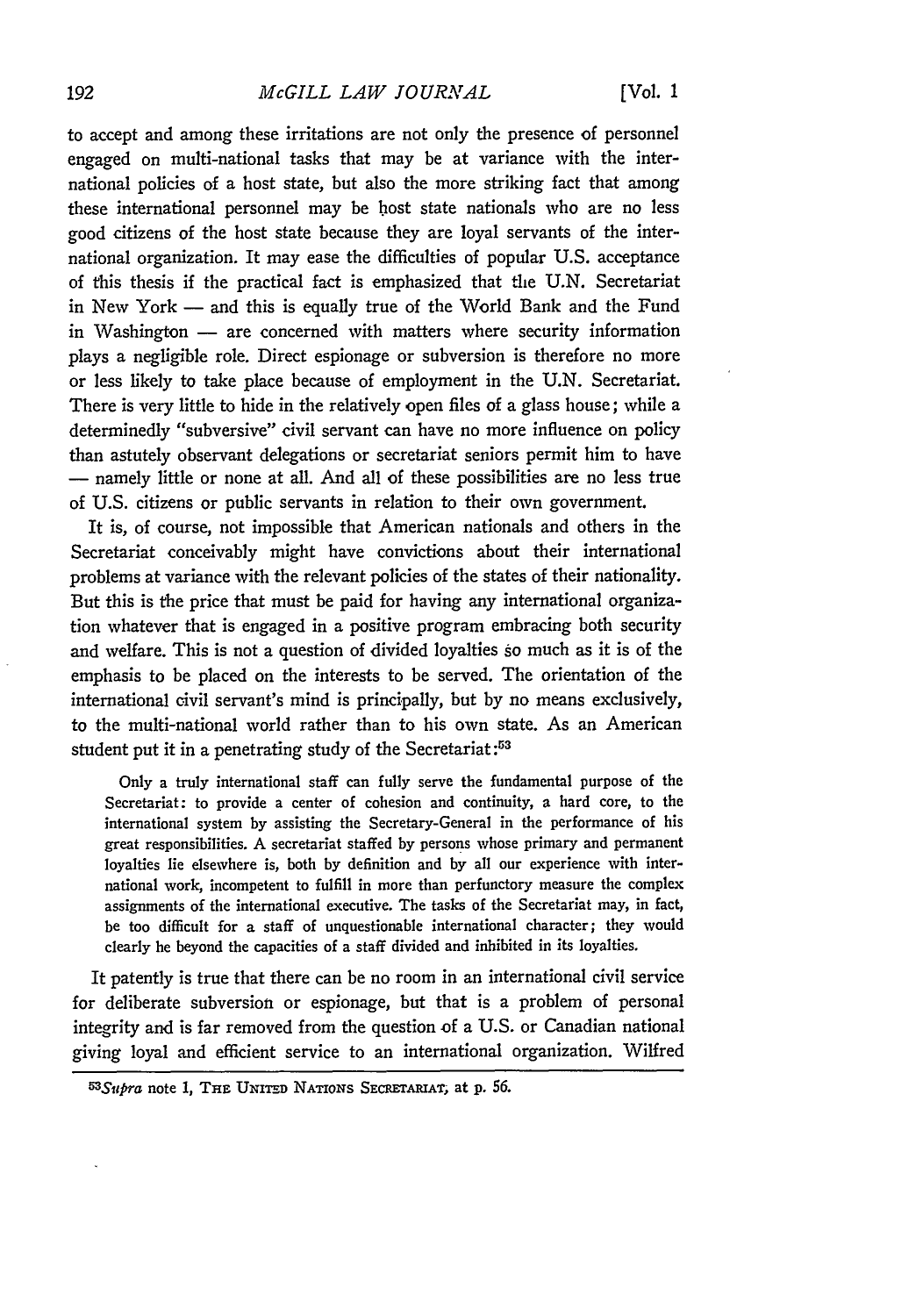to accept and among these irritations are not only the presence of personnel engaged on multi-national tasks that may be at variance with the international policies of a host state, but also the more striking fact that among these international personnel may be host state nationals who are no less good citizens of the host state because they are loyal servants of the international organization. It may ease the difficulties of popular U.S. acceptance of this thesis if the practical fact is emphasized that the U.N. Secretariat in New York — and this is equally true of the World Bank and the Fund in Washington — are concerned with matters where security information plays a negligible role. Direct espionage or subversion is therefore no more or less likely to take place because of employment in the U.N. Secretariat. There is very little to hide in the relatively open files of a glass house; while a determinedly "subversive" civil servant can have no more influence on policy than astutely observant delegations or secretariat seniors permit him to have — namely little or none at all. And all of these possibilities are no less true of U.S. citizens or public servants in relation to their own government.

It is, of course, not impossible that American nationals and others in the Secretariat conceivably might have convictions about their international problems at variance with the relevant policies of the states of their nationality. But this is the price that must be paid for having any international organization whatever that is engaged in a positive program embracing both security and welfare. This is not a question of divided loyalties so much as it is of the emphasis to be placed on the interests to be served. The orientation of the international civil servant's mind is principally, but by no means exclusively, to the multi-national world rather than to his own state. As an American student put it in a penetrating study of the Secretariat:[53]

> Only a truly international staff can fully serve the fundamental purpose of the Secretariat: to provide a center of cohesion and continuity, a hard core, to the international system by assisting the Secretary-General in the performance of his great responsibilities. A secretariat staffed by persons whose primary and permanent loyalties lie elsewhere is, both by definition and by all our experience with international work, incompetent to fulfill in more than perfunctory measure the complex assignments of the international executive. The tasks of the Secretariat may, in fact, be too difficult for a staff of unquestionable international character; they would clearly be beyond the capacities of a staff divided and inhibited in its loyalties.

It patently is true that there can be no room in an international civil service for deliberate subversion or espionage, but that is a problem of personal integrity and is far removed from the question of a U.S. or Canadian national giving loyal and efficient service to an international organization. Wilfred

---

[53] *Supra* note 1, THE UNITED NATIONS SECRETARIAT, at p. 56.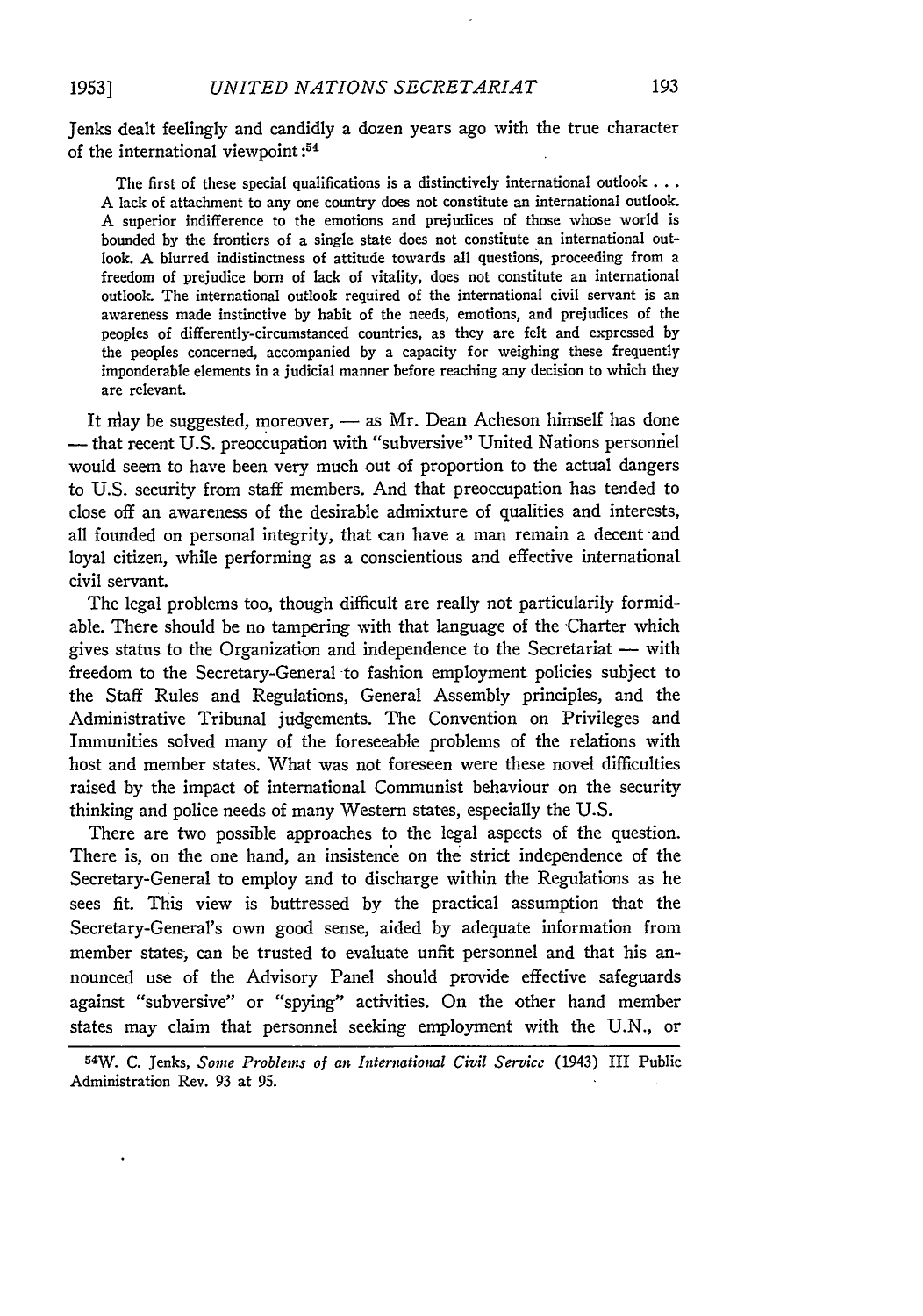Jenks dealt feelingly and candidly a dozen years ago with the true character of the international viewpoint:[54]

> The first of these special qualifications is a distinctively international outlook . . . A lack of attachment to any one country does not constitute an international outlook. A superior indifference to the emotions and prejudices of those whose world is bounded by the frontiers of a single state does not constitute an international outlook. A blurred indistinctness of attitude towards all questions, proceeding from a freedom of prejudice born of lack of vitality, does not constitute an international outlook. The international outlook required of the international civil servant is an awareness made instinctive by habit of the needs, emotions, and prejudices of the peoples of differently-circumstanced countries, as they are felt and expressed by the peoples concerned, accompanied by a capacity for weighing these frequently imponderable elements in a judicial manner before reaching any decision to which they are relevant.

It may be suggested, moreover, — as Mr. Dean Acheson himself has done — that recent U.S. preoccupation with "subversive" United Nations personnel would seem to have been very much out of proportion to the actual dangers to U.S. security from staff members. And that preoccupation has tended to close off an awareness of the desirable admixture of qualities and interests, all founded on personal integrity, that can have a man remain a decent and loyal citizen, while performing as a conscientious and effective international civil servant.

The legal problems too, though difficult are really not particularily formidable. There should be no tampering with that language of the Charter which gives status to the Organization and independence to the Secretariat — with freedom to the Secretary-General to fashion employment policies subject to the Staff Rules and Regulations, General Assembly principles, and the Administrative Tribunal judgements. The Convention on Privileges and Immunities solved many of the foreseeable problems of the relations with host and member states. What was not foreseen were these novel difficulties raised by the impact of international Communist behaviour on the security thinking and police needs of many Western states, especially the U.S.

There are two possible approaches to the legal aspects of the question. There is, on the one hand, an insistence on the strict independence of the Secretary-General to employ and to discharge within the Regulations as he sees fit. This view is buttressed by the practical assumption that the Secretary-General's own good sense, aided by adequate information from member states, can be trusted to evaluate unfit personnel and that his announced use of the Advisory Panel should provide effective safeguards against "subversive" or "spying" activities. On the other hand member states may claim that personnel seeking employment with the U.N., or

[54] W. C. Jenks, *Some Problems of an International Civil Service* (1943) III Public Administration Rev. 93 at 95.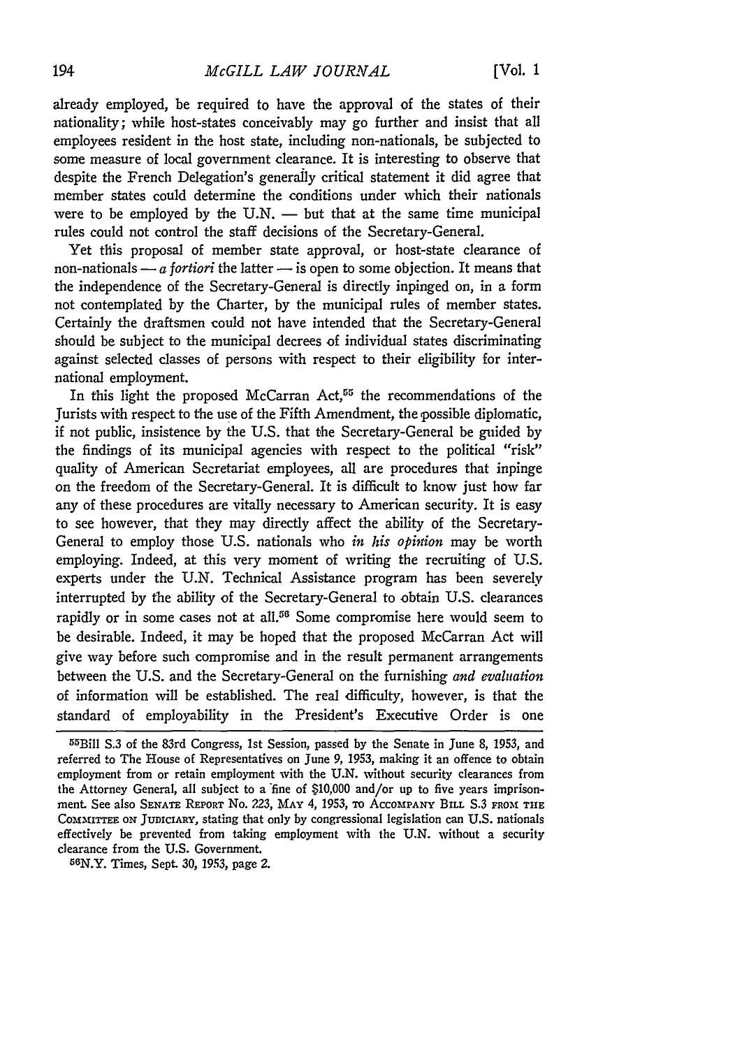already employed, be required to have the approval of the states of their nationality; while host-states conceivably may go further and insist that all employees resident in the host state, including non-nationals, be subjected to some measure of local government clearance. It is interesting to observe that despite the French Delegation's generally critical statement it did agree that member states could determine the conditions under which their nationals were to be employed by the U.N. — but that at the same time municipal rules could not control the staff decisions of the Secretary-General.

Yet this proposal of member state approval, or host-state clearance of non-nationals — *a fortiori* the latter — is open to some objection. It means that the independence of the Secretary-General is directly inpinged on, in a form not contemplated by the Charter, by the municipal rules of member states. Certainly the draftsmen could not have intended that the Secretary-General should be subject to the municipal decrees of individual states discriminating against selected classes of persons with respect to their eligibility for international employment.

In this light the proposed McCarran Act,[55] the recommendations of the Jurists with respect to the use of the Fifth Amendment, the possible diplomatic, if not public, insistence by the U.S. that the Secretary-General be guided by the findings of its municipal agencies with respect to the political "risk" quality of American Secretariat employees, all are procedures that inpinge on the freedom of the Secretary-General. It is difficult to know just how far any of these procedures are vitally necessary to American security. It is easy to see however, that they may directly affect the ability of the Secretary-General to employ those U.S. nationals who *in his opinion* may be worth employing. Indeed, at this very moment of writing the recruiting of U.S. experts under the U.N. Technical Assistance program has been severely interrupted by the ability of the Secretary-General to obtain U.S. clearances rapidly or in some cases not at all.[56] Some compromise here would seem to be desirable. Indeed, it may be hoped that the proposed McCarran Act will give way before such compromise and in the result permanent arrangements between the U.S. and the Secretary-General on the furnishing *and evaluation* of information will be established. The real difficulty, however, is that the standard of employability in the President's Executive Order is one

---

[55] Bill S.3 of the 83rd Congress, 1st Session, passed by the Senate in June 8, 1953, and referred to The House of Representatives on June 9, 1953, making it an offence to obtain employment from or retain employment with the U.N. without security clearances from the Attorney General, all subject to a fine of $10,000 and/or up to five years imprisonment. See also SENATE REPORT No. 223, MAY 4, 1953, TO ACCOMPANY BILL S.3 FROM THE COMMITTEE ON JUDICIARY, stating that only by congressional legislation can U.S. nationals effectively be prevented from taking employment with the U.N. without a security clearance from the U.S. Government.

[56] N.Y. Times, Sept. 30, 1953, page 2.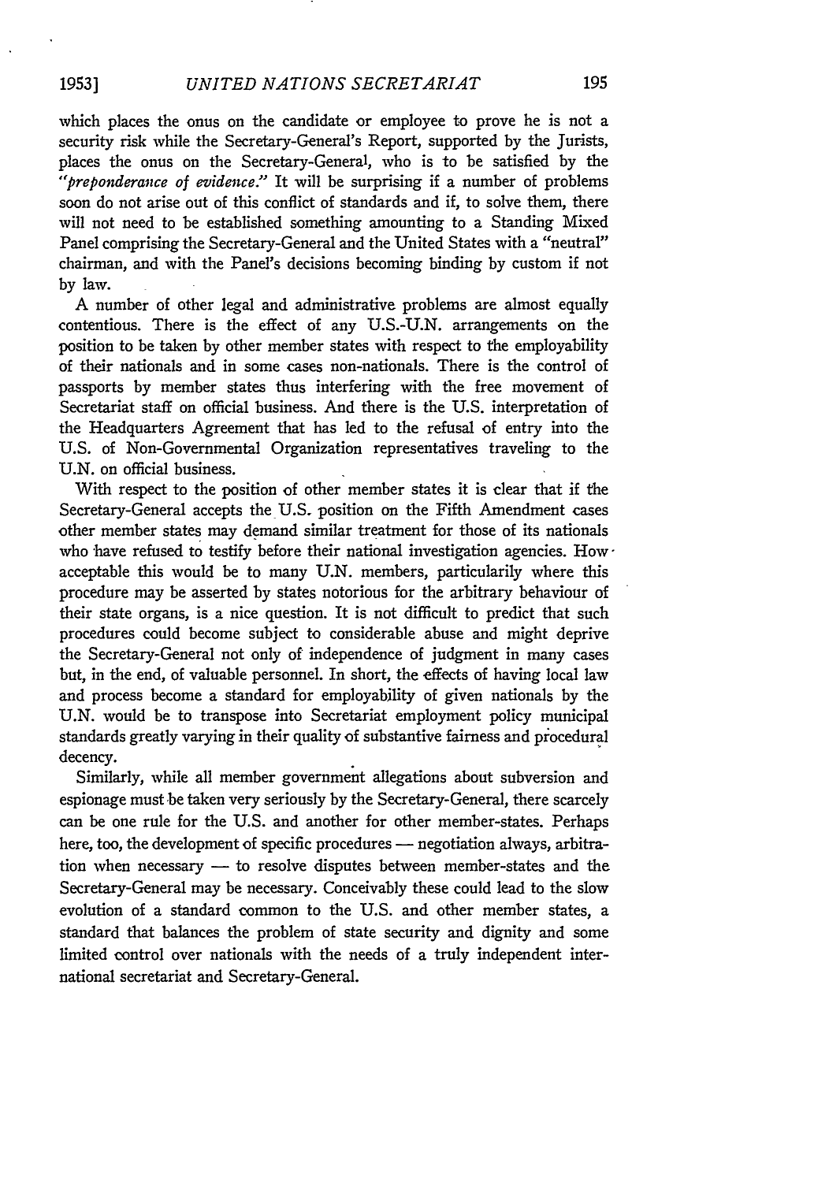which places the onus on the candidate or employee to prove he is not a security risk while the Secretary-General's Report, supported by the Jurists, places the onus on the Secretary-General, who is to be satisfied by the *"preponderance of evidence."* It will be surprising if a number of problems soon do not arise out of this conflict of standards and if, to solve them, there will not need to be established something amounting to a Standing Mixed Panel comprising the Secretary-General and the United States with a "neutral" chairman, and with the Panel's decisions becoming binding by custom if not by law.

A number of other legal and administrative problems are almost equally contentious. There is the effect of any U.S.-U.N. arrangements on the position to be taken by other member states with respect to the employability of their nationals and in some cases non-nationals. There is the control of passports by member states thus interfering with the free movement of Secretariat staff on official business. And there is the U.S. interpretation of the Headquarters Agreement that has led to the refusal of entry into the U.S. of Non-Governmental Organization representatives traveling to the U.N. on official business.

With respect to the position of other member states it is clear that if the Secretary-General accepts the U.S. position on the Fifth Amendment cases other member states may demand similar treatment for those of its nationals who have refused to testify before their national investigation agencies. How acceptable this would be to many U.N. members, particularily where this procedure may be asserted by states notorious for the arbitrary behaviour of their state organs, is a nice question. It is not difficult to predict that such procedures could become subject to considerable abuse and might deprive the Secretary-General not only of independence of judgment in many cases but, in the end, of valuable personnel. In short, the effects of having local law and process become a standard for employability of given nationals by the U.N. would be to transpose into Secretariat employment policy municipal standards greatly varying in their quality of substantive fairness and procedural decency.

Similarly, while all member government allegations about subversion and espionage must be taken very seriously by the Secretary-General, there scarcely can be one rule for the U.S. and another for other member-states. Perhaps here, too, the development of specific procedures — negotiation always, arbitration when necessary — to resolve disputes between member-states and the Secretary-General may be necessary. Conceivably these could lead to the slow evolution of a standard common to the U.S. and other member states, a standard that balances the problem of state security and dignity and some limited control over nationals with the needs of a truly independent international secretariat and Secretary-General.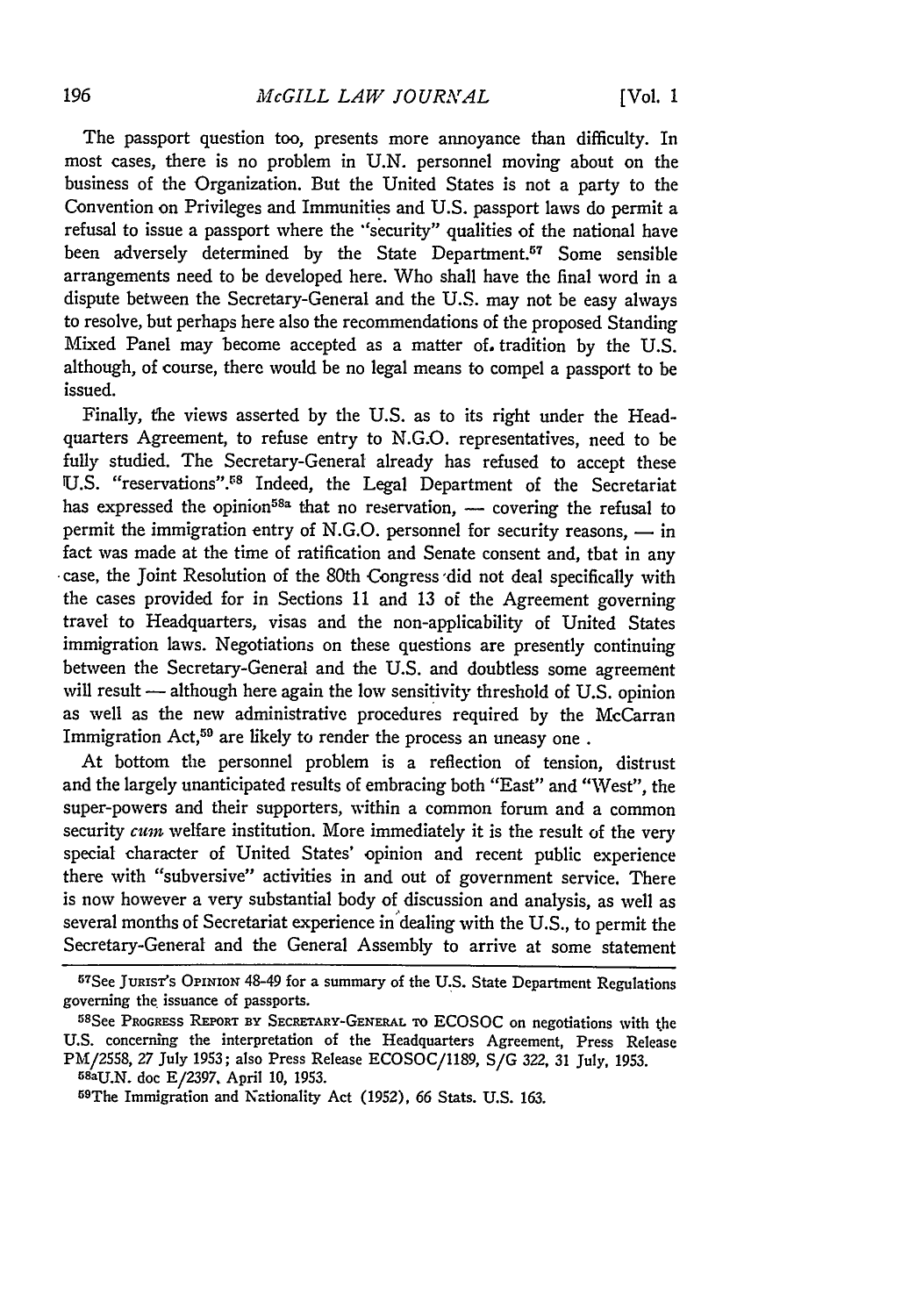The passport question too, presents more annoyance than difficulty. In most cases, there is no problem in U.N. personnel moving about on the business of the Organization. But the United States is not a party to the Convention on Privileges and Immunities and U.S. passport laws do permit a refusal to issue a passport where the "security" qualities of the national have been adversely determined by the State Department.[57] Some sensible arrangements need to be developed here. Who shall have the final word in a dispute between the Secretary-General and the U.S. may not be easy always to resolve, but perhaps here also the recommendations of the proposed Standing Mixed Panel may become accepted as a matter of tradition by the U.S. although, of course, there would be no legal means to compel a passport to be issued.

Finally, the views asserted by the U.S. as to its right under the Headquarters Agreement, to refuse entry to N.G.O. representatives, need to be fully studied. The Secretary-General already has refused to accept these U.S. "reservations".[58] Indeed, the Legal Department of the Secretariat has expressed the opinion[58a] that no reservation, — covering the refusal to permit the immigration entry of N.G.O. personnel for security reasons, — in fact was made at the time of ratification and Senate consent and, that in any case, the Joint Resolution of the 80th Congress did not deal specifically with the cases provided for in Sections 11 and 13 of the Agreement governing travel to Headquarters, visas and the non-applicability of United States immigration laws. Negotiations on these questions are presently continuing between the Secretary-General and the U.S. and doubtless some agreement will result — although here again the low sensitivity threshold of U.S. opinion as well as the new administrative procedures required by the McCarran Immigration Act,[59] are likely to render the process an uneasy one .

At bottom the personnel problem is a reflection of tension, distrust and the largely unanticipated results of embracing both "East" and "West", the super-powers and their supporters, within a common forum and a common security *cum* welfare institution. More immediately it is the result of the very special character of United States' opinion and recent public experience there with "subversive" activities in and out of government service. There is now however a very substantial body of discussion and analysis, as well as several months of Secretariat experience in dealing with the U.S., to permit the Secretary-General and the General Assembly to arrive at some statement

---

[57] See JURIST'S OPINION 48-49 for a summary of the U.S. State Department Regulations governing the issuance of passports.

[58] See PROGRESS REPORT BY SECRETARY-GENERAL TO ECOSOC on negotiations with the U.S. concerning the interpretation of the Headquarters Agreement, Press Release PM/2558, 27 July 1953; also Press Release ECOSOC/1189, S/G 322, 31 July, 1953.

[58a] U.N. doc E/2397, April 10, 1953.

[59] The Immigration and Nationality Act (1952), 66 Stats. U.S. 163.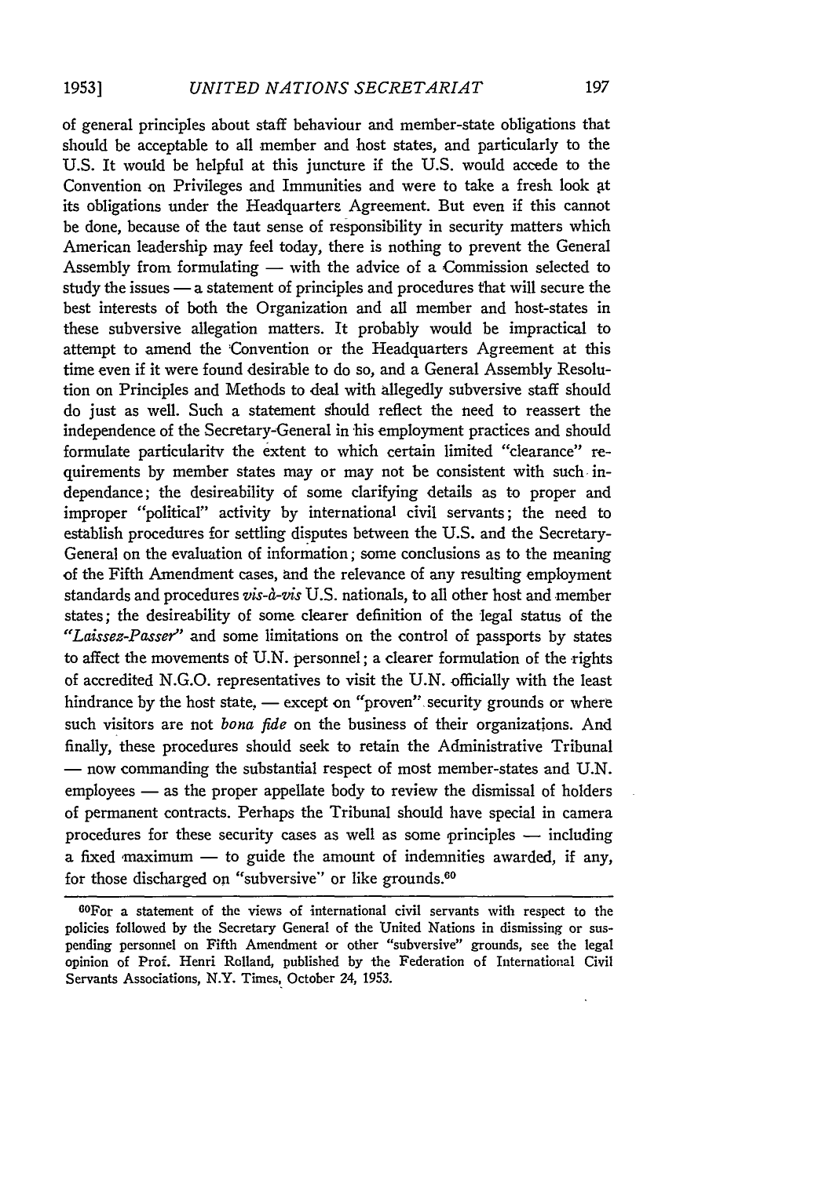of general principles about staff behaviour and member-state obligations that should be acceptable to all member and host states, and particularly to the U.S. It would be helpful at this juncture if the U.S. would accede to the Convention on Privileges and Immunities and were to take a fresh look at its obligations under the Headquarters Agreement. But even if this cannot be done, because of the taut sense of responsibility in security matters which American leadership may feel today, there is nothing to prevent the General Assembly from formulating — with the advice of a Commission selected to study the issues — a statement of principles and procedures that will secure the best interests of both the Organization and all member and host-states in these subversive allegation matters. It probably would be impractical to attempt to amend the Convention or the Headquarters Agreement at this time even if it were found desirable to do so, and a General Assembly Resolution on Principles and Methods to deal with allegedly subversive staff should do just as well. Such a statement should reflect the need to reassert the independence of the Secretary-General in his employment practices and should formulate particularitv the extent to which certain limited "clearance" requirements by member states may or may not be consistent with such independance; the desireability of some clarifying details as to proper and improper "political" activity by international civil servants; the need to establish procedures for settling disputes between the U.S. and the Secretary-General on the evaluation of information; some conclusions as to the meaning of the Fifth Amendment cases, and the relevance of any resulting employment standards and procedures *vis-à-vis* U.S. nationals, to all other host and member states; the desireability of some clearer definition of the legal status of the *"Laissez-Passer"* and some limitations on the control of passports by states to affect the movements of U.N. personnel; a clearer formulation of the rights of accredited N.G.O. representatives to visit the U.N. officially with the least hindrance by the host state, — except on "proven" security grounds or where such visitors are not *bona fide* on the business of their organizations. And finally, these procedures should seek to retain the Administrative Tribunal — now commanding the substantial respect of most member-states and U.N. employees — as the proper appellate body to review the dismissal of holders of permanent contracts. Perhaps the Tribunal should have special in camera procedures for these security cases as well as some principles — including a fixed maximum — to guide the amount of indemnities awarded, if any, for those discharged on "subversive" or like grounds.[60]

---

[60]For a statement of the views of international civil servants with respect to the policies followed by the Secretary General of the United Nations in dismissing or suspending personnel on Fifth Amendment or other "subversive" grounds, see the legal opinion of Prof. Henri Rolland, published by the Federation of International Civil Servants Associations, N.Y. Times, October 24, 1953.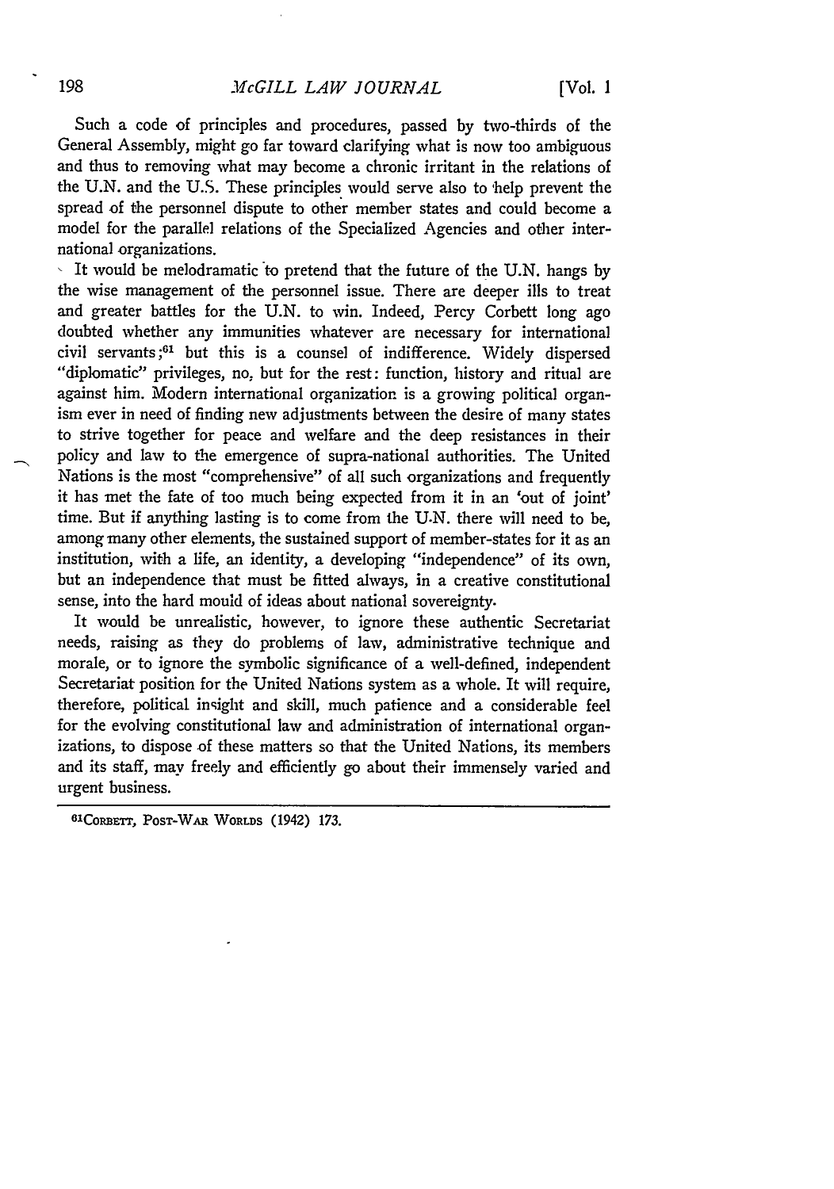Such a code of principles and procedures, passed by two-thirds of the General Assembly, might go far toward clarifying what is now too ambiguous and thus to removing what may become a chronic irritant in the relations of the U.N. and the U.S. These principles would serve also to help prevent the spread of the personnel dispute to other member states and could become a model for the parallel relations of the Specialized Agencies and other international organizations.

It would be melodramatic to pretend that the future of the U.N. hangs by the wise management of the personnel issue. There are deeper ills to treat and greater battles for the U.N. to win. Indeed, Percy Corbett long ago doubted whether any immunities whatever are necessary for international civil servants;[61] but this is a counsel of indifference. Widely dispersed "diplomatic" privileges, no, but for the rest: function, history and ritual are against him. Modern international organization is a growing political organism ever in need of finding new adjustments between the desire of many states to strive together for peace and welfare and the deep resistances in their policy and law to the emergence of supra-national authorities. The United Nations is the most "comprehensive" of all such organizations and frequently it has met the fate of too much being expected from it in an 'out of joint' time. But if anything lasting is to come from the U.N. there will need to be, among many other elements, the sustained support of member-states for it as an institution, with a life, an identity, a developing "independence" of its own, but an independence that must be fitted always, in a creative constitutional sense, into the hard mould of ideas about national sovereignty.

It would be unrealistic, however, to ignore these authentic Secretariat needs, raising as they do problems of law, administrative technique and morale, or to ignore the symbolic significance of a well-defined, independent Secretariat position for the United Nations system as a whole. It will require, therefore, political insight and skill, much patience and a considerable feel for the evolving constitutional law and administration of international organizations, to dispose of these matters so that the United Nations, its members and its staff, may freely and efficiently go about their immensely varied and urgent business.

---

[61] CORBETT, POST-WAR WORLDS (1942) 173.